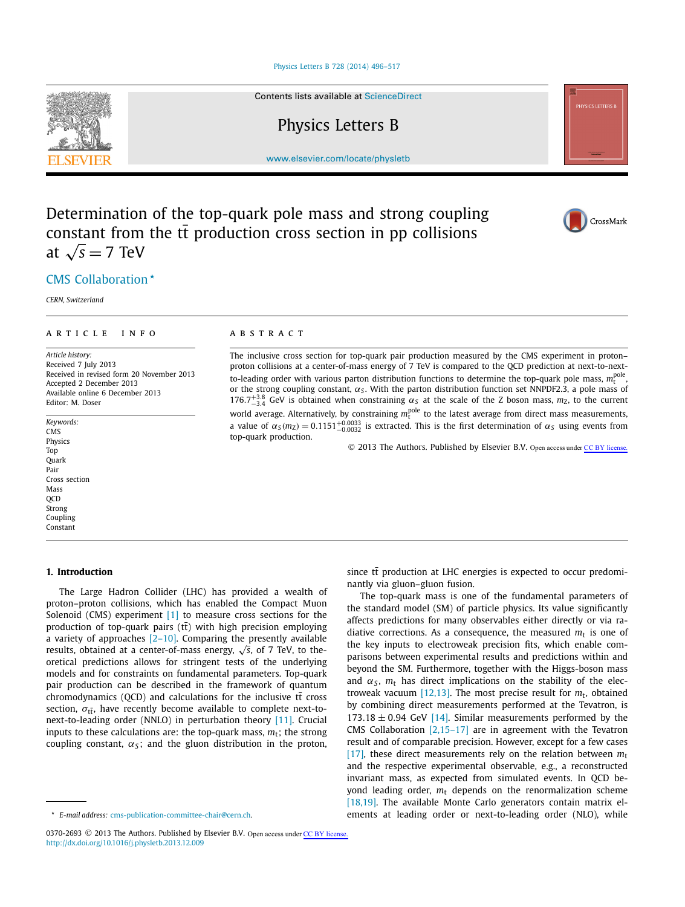# Determination of the top-quark pole mass and strong coupling constant from the $t\bar{t}$ production cross section in pp collisions at $\sqrt{s} = 7$ TeV

CMS Collaboration *

*CERN, Switzerland*

## ARTICLE INFO

*Article history:*
Received 7 July 2013
Received in revised form 20 November 2013
Accepted 2 December 2013
Available online 6 December 2013
Editor: M. Doser

*Keywords:*
CMS
Physics
Top
Quark
Pair
Cross section
Mass
QCD
Strong
Coupling
Constant

## ABSTRACT

The inclusive cross section for top-quark pair production measured by the CMS experiment in proton–proton collisions at a center-of-mass energy of 7 TeV is compared to the QCD prediction at next-to-next-to-leading order with various parton distribution functions to determine the top-quark pole mass, $m_t^{\text{pole}}$, or the strong coupling constant, $\alpha_S$. With the parton distribution function set NNPDF2.3, a pole mass of $176.7^{+3.8}_{-3.4}$ GeV is obtained when constraining $\alpha_S$ at the scale of the Z boson mass, $m_Z$, to the current world average. Alternatively, by constraining $m_t^{\text{pole}}$ to the latest average from direct mass measurements, a value of $\alpha_S(m_Z) = 0.1151^{+0.0033}_{-0.0032}$ is extracted. This is the first determination of $\alpha_S$ using events from top-quark production.

© 2013 The Authors. Published by Elsevier B.V. Open access under CC BY license.

## 1. Introduction

The Large Hadron Collider (LHC) has provided a wealth of proton–proton collisions, which has enabled the Compact Muon Solenoid (CMS) experiment [1] to measure cross sections for the production of top-quark pairs ($t\bar{t}$) with high precision employing a variety of approaches [2–10]. Comparing the presently available results, obtained at a center-of-mass energy, $\sqrt{s}$, of 7 TeV, to theoretical predictions allows for stringent tests of the underlying models and for constraints on fundamental parameters. Top-quark pair production can be described in the framework of quantum chromodynamics (QCD) and calculations for the inclusive $t\bar{t}$ cross section, $\sigma_{t\bar{t}}$, have recently become available to complete next-to-next-to-leading order (NNLO) in perturbation theory [11]. Crucial inputs to these calculations are: the top-quark mass, $m_t$; the strong coupling constant, $\alpha_S$; and the gluon distribution in the proton, since $t\bar{t}$ production at LHC energies is expected to occur predominantly via gluon–gluon fusion.

The top-quark mass is one of the fundamental parameters of the standard model (SM) of particle physics. Its value significantly affects predictions for many observables either directly or via radiative corrections. As a consequence, the measured $m_t$ is one of the key inputs to electroweak precision fits, which enable comparisons between experimental results and predictions within and beyond the SM. Furthermore, together with the Higgs-boson mass and $\alpha_S$, $m_t$ has direct implications on the stability of the electroweak vacuum [12,13]. The most precise result for $m_t$, obtained by combining direct measurements performed at the Tevatron, is $173.18 \pm 0.94$ GeV [14]. Similar measurements performed by the CMS Collaboration [2,15–17] are in agreement with the Tevatron result and of comparable precision. However, except for a few cases [17], these direct measurements rely on the relation between $m_t$ and the respective experimental observable, e.g., a reconstructed invariant mass, as expected from simulated events. In QCD beyond leading order, $m_t$ depends on the renormalization scheme [18,19]. The available Monte Carlo generators contain matrix elements at leading order or next-to-leading order (NLO), while

* E-mail address: cms-publication-committee-chair@cern.ch.

0370-2693 © 2013 The Authors. Published by Elsevier B.V. Open access under CC BY license.
http://dx.doi.org/10.1016/j.physletb.2013.12.009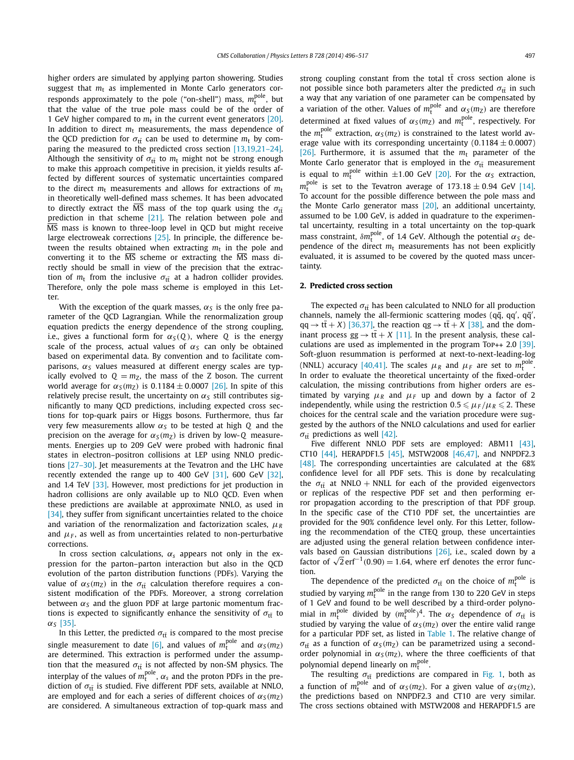higher orders are simulated by applying parton showering. Studies suggest that $m_t$ as implemented in Monte Carlo generators corresponds approximately to the pole ("on-shell") mass, $m_t^{pole}$, but that the value of the true pole mass could be of the order of 1 GeV higher compared to $m_t$ in the current event generators [20]. In addition to direct $m_t$ measurements, the mass dependence of the QCD prediction for $\sigma_{t\bar{t}}$ can be used to determine $m_t$ by comparing the measured to the predicted cross section [13,19,21–24]. Although the sensitivity of $\sigma_{t\bar{t}}$ to $m_t$ might not be strong enough to make this approach competitive in precision, it yields results affected by different sources of systematic uncertainties compared to the direct $m_t$ measurements and allows for extractions of $m_t$ in theoretically well-defined mass schemes. It has been advocated to directly extract the $\overline{\text{MS}}$ mass of the top quark using the $\sigma_{t\bar{t}}$ prediction in that scheme [21]. The relation between pole and $\overline{\text{MS}}$ mass is known to three-loop level in QCD but might receive large electroweak corrections [25]. In principle, the difference between the results obtained when extracting $m_t$ in the pole and converting it to the $\overline{\text{MS}}$ scheme or extracting the $\overline{\text{MS}}$ mass directly should be small in view of the precision that the extraction of $m_t$ from the inclusive $\sigma_{t\bar{t}}$ at a hadron collider provides. Therefore, only the pole mass scheme is employed in this Letter.

With the exception of the quark masses, $\alpha_S$ is the only free parameter of the QCD Lagrangian. While the renormalization group equation predicts the energy dependence of the strong coupling, i.e., gives a functional form for $\alpha_S(Q)$, where $Q$ is the energy scale of the process, actual values of $\alpha_S$ can only be obtained based on experimental data. By convention and to facilitate comparisons, $\alpha_S$ values measured at different energy scales are typically evolved to $Q = m_Z$, the mass of the Z boson. The current world average for $\alpha_S(m_Z)$ is $0.1184 \pm 0.0007$ [26]. In spite of this relatively precise result, the uncertainty on $\alpha_S$ still contributes significantly to many QCD predictions, including expected cross sections for top-quark pairs or Higgs bosons. Furthermore, thus far very few measurements allow $\alpha_S$ to be tested at high $Q$ and the precision on the average for $\alpha_S(m_Z)$ is driven by low-$Q$ measurements. Energies up to 209 GeV were probed with hadronic final states in electron–positron collisions at LEP using NNLO predictions [27–30]. Jet measurements at the Tevatron and the LHC have recently extended the range up to 400 GeV [31], 600 GeV [32], and 1.4 TeV [33]. However, most predictions for jet production in hadron collisions are only available up to NLO QCD. Even when these predictions are available at approximate NNLO, as used in [34], they suffer from significant uncertainties related to the choice and variation of the renormalization and factorization scales, $\mu_R$ and $\mu_F$, as well as from uncertainties related to non-perturbative corrections.

In cross section calculations, $\alpha_S$ appears not only in the expression for the parton–parton interaction but also in the QCD evolution of the parton distribution functions (PDFs). Varying the value of $\alpha_S(m_Z)$ in the $\sigma_{t\bar{t}}$ calculation therefore requires a consistent modification of the PDFs. Moreover, a strong correlation between $\alpha_S$ and the gluon PDF at large partonic momentum fractions is expected to significantly enhance the sensitivity of $\sigma_{t\bar{t}}$ to $\alpha_S$ [35].

In this Letter, the predicted $\sigma_{t\bar{t}}$ is compared to the most precise single measurement to date [6], and values of $m_t^{pole}$ and $\alpha_S(m_Z)$ are determined. This extraction is performed under the assumption that the measured $\sigma_{t\bar{t}}$ is not affected by non-SM physics. The interplay of the values of $m_t^{pole}$, $\alpha_S$ and the proton PDFs in the prediction of $\sigma_{t\bar{t}}$ is studied. Five different PDF sets, available at NNLO, are employed and for each a series of different choices of $\alpha_S(m_Z)$ are considered. A simultaneous extraction of top-quark mass and strong coupling constant from the total $t\bar{t}$ cross section alone is not possible since both parameters alter the predicted $\sigma_{t\bar{t}}$ in such a way that any variation of one parameter can be compensated by a variation of the other. Values of $m_t^{pole}$ and $\alpha_S(m_Z)$ are therefore determined at fixed values of $\alpha_S(m_Z)$ and $m_t^{pole}$, respectively. For the $m_t^{pole}$ extraction, $\alpha_S(m_Z)$ is constrained to the latest world average value with its corresponding uncertainty ($0.1184 \pm 0.0007$) [26]. Furthermore, it is assumed that the $m_t$ parameter of the Monte Carlo generator that is employed in the $\sigma_{t\bar{t}}$ measurement is equal to $m_t^{pole}$ within $\pm 1.00$ GeV [20]. For the $\alpha_S$ extraction, $m_t^{pole}$ is set to the Tevatron average of $173.18 \pm 0.94$ GeV [14]. To account for the possible difference between the pole mass and the Monte Carlo generator mass [20], an additional uncertainty, assumed to be 1.00 GeV, is added in quadrature to the experimental uncertainty, resulting in a total uncertainty on the top-quark mass constraint, $\delta m_t^{pole}$, of 1.4 GeV. Although the potential $\alpha_S$ dependence of the direct $m_t$ measurements has not been explicitly evaluated, it is assumed to be covered by the quoted mass uncertainty.

## 2. Predicted cross section

The expected $\sigma_{t\bar{t}}$ has been calculated to NNLO for all production channels, namely the all-fermionic scattering modes ($q\bar{q}$, $qq'$, $q\bar{q}'$, $qq \to t\bar{t} + X$) [36,37], the reaction $qg \to t\bar{t} + X$ [38], and the dominant process $gg \to t\bar{t} + X$ [11]. In the present analysis, these calculations are used as implemented in the program Top++ 2.0 [39]. Soft-gluon resummation is performed at next-to-next-leading-log (NNLL) accuracy [40,41]. The scales $\mu_R$ and $\mu_F$ are set to $m_t^{pole}$. In order to evaluate the theoretical uncertainty of the fixed-order calculation, the missing contributions from higher orders are estimated by varying $\mu_R$ and $\mu_F$ up and down by a factor of 2 independently, while using the restriction $0.5 \leqslant \mu_F/\mu_R \leqslant 2$. These choices for the central scale and the variation procedure were suggested by the authors of the NNLO calculations and used for earlier $\sigma_{t\bar{t}}$ predictions as well [42].

Five different NNLO PDF sets are employed: ABM11 [43], CT10 [44], HERAPDF1.5 [45], MSTW2008 [46,47], and NNPDF2.3 [48]. The corresponding uncertainties are calculated at the 68% confidence level for all PDF sets. This is done by recalculating the $\sigma_{t\bar{t}}$ at NNLO + NNLL for each of the provided eigenvectors or replicas of the respective PDF set and then performing error propagation according to the prescription of that PDF group. In the specific case of the CT10 PDF set, the uncertainties are provided for the 90% confidence level only. For this Letter, following the recommendation of the CTEQ group, these uncertainties are adjusted using the general relation between confidence intervals based on Gaussian distributions [26], i.e., scaled down by a factor of $\sqrt{2}\,\text{erf}^{-1}(0.90) = 1.64$, where erf denotes the error function.

The dependence of the predicted $\sigma_{t\bar{t}}$ on the choice of $m_t^{pole}$ is studied by varying $m_t^{pole}$ in the range from 130 to 220 GeV in steps of 1 GeV and found to be well described by a third-order polynomial in $m_t^{pole}$ divided by $(m_t^{pole})^4$. The $\alpha_S$ dependence of $\sigma_{t\bar{t}}$ is studied by varying the value of $\alpha_S(m_Z)$ over the entire valid range for a particular PDF set, as listed in Table 1. The relative change of $\sigma_{t\bar{t}}$ as a function of $\alpha_S(m_Z)$ can be parametrized using a second-order polynomial in $\alpha_S(m_Z)$, where the three coefficients of that polynomial depend linearly on $m_t^{pole}$.

The resulting $\sigma_{t\bar{t}}$ predictions are compared in Fig. 1, both as a function of $m_t^{pole}$ and of $\alpha_S(m_Z)$. For a given value of $\alpha_S(m_Z)$, the predictions based on NNPDF2.3 and CT10 are very similar. The cross sections obtained with MSTW2008 and HERAPDF1.5 are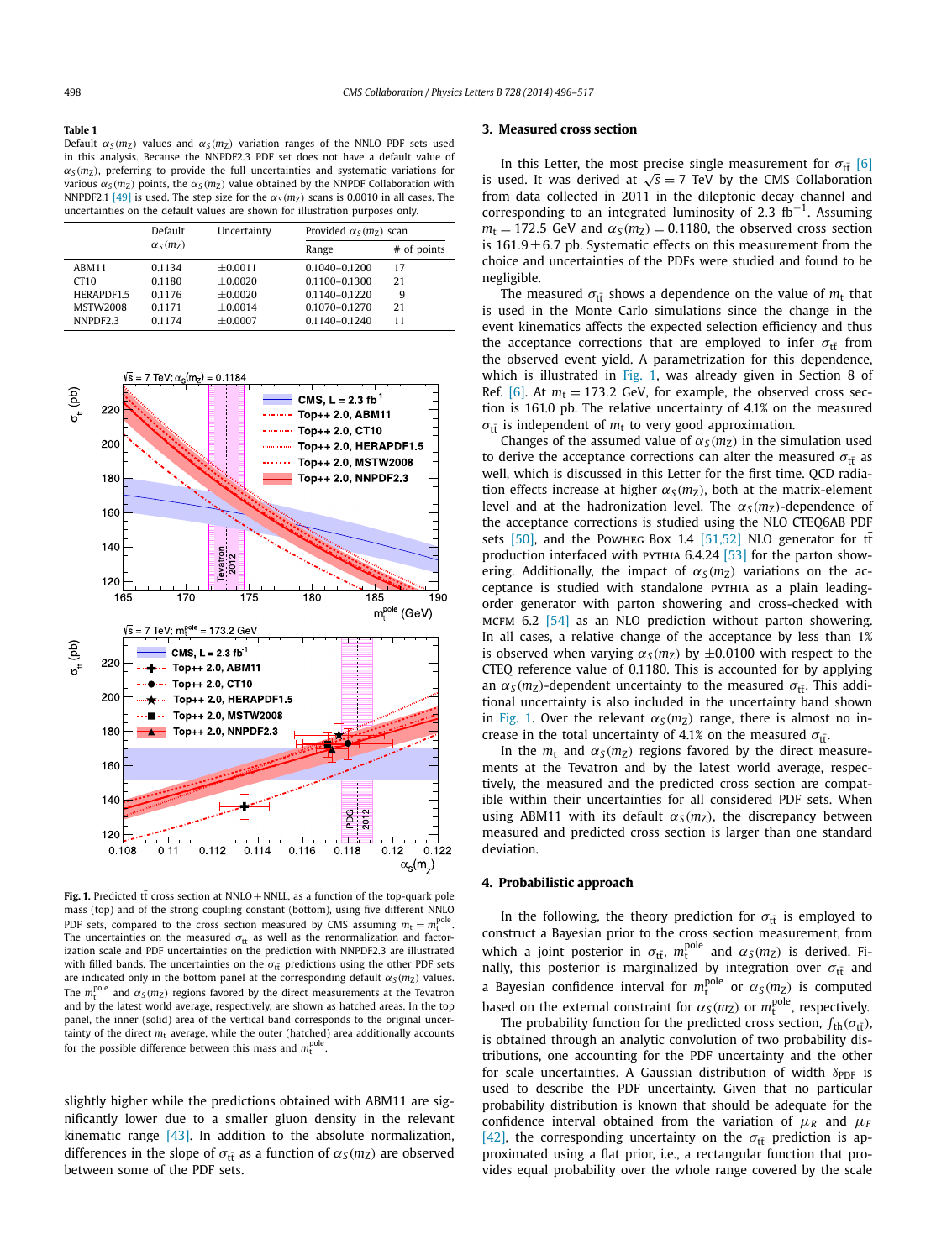**Table 1**
Default $\alpha_S(m_Z)$ values and $\alpha_S(m_Z)$ variation ranges of the NNLO PDF sets used in this analysis. Because the NNPDF2.3 PDF set does not have a default value of $\alpha_S(m_Z)$, preferring to provide the full uncertainties and systematic variations for various $\alpha_S(m_Z)$ points, the $\alpha_S(m_Z)$ value obtained by the NNPDF Collaboration with NNPDF2.1 [49] is used. The step size for the $\alpha_S(m_Z)$ scans is 0.0010 in all cases. The uncertainties on the default values are shown for illustration purposes only.

| | Default $\alpha_S(m_Z)$ | Uncertainty | Provided $\alpha_S(m_Z)$ scan | |
|---|---|---|---|---|
| | | | Range | # of points |
| ABM11 | 0.1134 | ±0.0011 | 0.1040–0.1200 | 17 |
| CT10 | 0.1180 | ±0.0020 | 0.1100–0.1300 | 21 |
| HERAPDF1.5 | 0.1176 | ±0.0020 | 0.1140–0.1220 | 9 |
| MSTW2008 | 0.1171 | ±0.0014 | 0.1070–0.1270 | 21 |
| NNPDF2.3 | 0.1174 | ±0.0007 | 0.1140–0.1240 | 11 |

**Fig. 1.** Predicted $t\bar{t}$ cross section at NNLO+NNLL, as a function of the top-quark pole mass (top) and of the strong coupling constant (bottom), using five different NNLO PDF sets, compared to the cross section measured by CMS assuming $m_t = m_t^{pole}$. The uncertainties on the measured $\sigma_{t\bar{t}}$ as well as the renormalization and factorization scale and PDF uncertainties on the prediction with NNPDF2.3 are illustrated with filled bands. The uncertainties on the $\sigma_{t\bar{t}}$ predictions using the other PDF sets are indicated only in the bottom panel at the corresponding default $\alpha_S(m_Z)$ values. The $m_t^{pole}$ and $\alpha_S(m_Z)$ regions favored by the direct measurements at the Tevatron and by the latest world average, respectively, are shown as hatched areas. In the top panel, the inner (solid) area of the vertical band corresponds to the original uncertainty of the direct $m_t$ average, while the outer (hatched) area additionally accounts for the possible difference between this mass and $m_t^{pole}$.

slightly higher while the predictions obtained with ABM11 are significantly lower due to a smaller gluon density in the relevant kinematic range [43]. In addition to the absolute normalization, differences in the slope of $\sigma_{t\bar{t}}$ as a function of $\alpha_S(m_Z)$ are observed between some of the PDF sets.

## 3. Measured cross section

In this Letter, the most precise single measurement for $\sigma_{t\bar{t}}$ [6] is used. It was derived at $\sqrt{s} = 7$ TeV by the CMS Collaboration from data collected in 2011 in the dileptonic decay channel and corresponding to an integrated luminosity of 2.3 $\text{fb}^{-1}$. Assuming $m_t = 172.5$ GeV and $\alpha_S(m_Z) = 0.1180$, the observed cross section is $161.9 \pm 6.7$ pb. Systematic effects on this measurement from the choice and uncertainties of the PDFs were studied and found to be negligible.

The measured $\sigma_{t\bar{t}}$ shows a dependence on the value of $m_t$ that is used in the Monte Carlo simulations since the change in the event kinematics affects the expected selection efficiency and thus the acceptance corrections that are employed to infer $\sigma_{t\bar{t}}$ from the observed event yield. A parametrization for this dependence, which is illustrated in Fig. 1, was already given in Section 8 of Ref. [6]. At $m_t = 173.2$ GeV, for example, the observed cross section is 161.0 pb. The relative uncertainty of 4.1% on the measured $\sigma_{t\bar{t}}$ is independent of $m_t$ to very good approximation.

Changes of the assumed value of $\alpha_S(m_Z)$ in the simulation used to derive the acceptance corrections can alter the measured $\sigma_{t\bar{t}}$ as well, which is discussed in this Letter for the first time. QCD radiation effects increase at higher $\alpha_S(m_Z)$, both at the matrix-element level and at the hadronization level. The $\alpha_S(m_Z)$-dependence of the acceptance corrections is studied using the NLO CTEQ6AB PDF sets [50], and the POWHEG Box 1.4 [51,52] NLO generator for $t\bar{t}$ production interfaced with PYTHIA 6.4.24 [53] for the parton showering. Additionally, the impact of $\alpha_S(m_Z)$ variations on the acceptance is studied with standalone PYTHIA as a plain leading-order generator with parton showering and cross-checked with MCFM 6.2 [54] as an NLO prediction without parton showering. In all cases, a relative change of the acceptance by less than 1% is observed when varying $\alpha_S(m_Z)$ by $\pm 0.0100$ with respect to the CTEQ reference value of 0.1180. This is accounted for by applying an $\alpha_S(m_Z)$-dependent uncertainty to the measured $\sigma_{t\bar{t}}$. This additional uncertainty is also included in the uncertainty band shown in Fig. 1. Over the relevant $\alpha_S(m_Z)$ range, there is almost no increase in the total uncertainty of 4.1% on the measured $\sigma_{t\bar{t}}$.

In the $m_t$ and $\alpha_S(m_Z)$ regions favored by the direct measurements at the Tevatron and by the latest world average, respectively, the measured and the predicted cross section are compatible within their uncertainties for all considered PDF sets. When using ABM11 with its default $\alpha_S(m_Z)$, the discrepancy between measured and predicted cross section is larger than one standard deviation.

## 4. Probabilistic approach

In the following, the theory prediction for $\sigma_{t\bar{t}}$ is employed to construct a Bayesian prior to the cross section measurement, from which a joint posterior in $\sigma_{t\bar{t}}$, $m_t^{pole}$ and $\alpha_S(m_Z)$ is derived. Finally, this posterior is marginalized by integration over $\sigma_{t\bar{t}}$ and a Bayesian confidence interval for $m_t^{pole}$ or $\alpha_S(m_Z)$ is computed based on the external constraint for $\alpha_S(m_Z)$ or $m_t^{pole}$, respectively.

The probability function for the predicted cross section, $f_{th}(\sigma_{t\bar{t}})$, is obtained through an analytic convolution of two probability distributions, one accounting for the PDF uncertainty and the other for scale uncertainties. A Gaussian distribution of width $\delta_{PDF}$ is used to describe the PDF uncertainty. Given that no particular probability distribution is known that should be adequate for the confidence interval obtained from the variation of $\mu_R$ and $\mu_F$ [42], the corresponding uncertainty on the $\sigma_{t\bar{t}}$ prediction is approximated using a flat prior, i.e., a rectangular function that provides equal probability over the whole range covered by the scale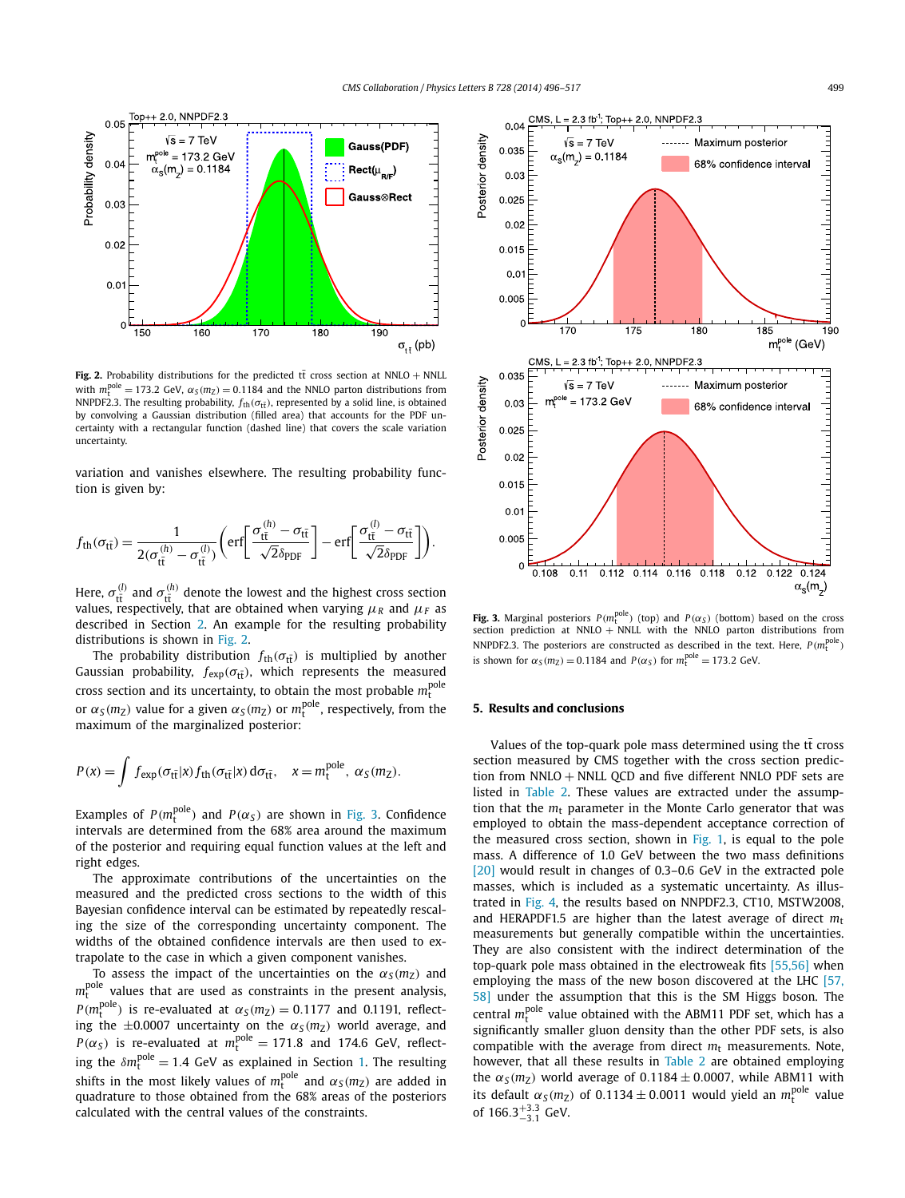**Fig. 2.** Probability distributions for the predicted $t\bar{t}$ cross section at NNLO + NNLL with $m_t^{\text{pole}} = 173.2$ GeV, $\alpha_S(m_Z) = 0.1184$ and the NNLO parton distributions from NNPDF2.3. The resulting probability, $f_{\text{th}}(\sigma_{t\bar{t}})$, represented by a solid line, is obtained by convolving a Gaussian distribution (filled area) that accounts for the PDF uncertainty with a rectangular function (dashed line) that covers the scale variation uncertainty.

variation and vanishes elsewhere. The resulting probability function is given by:

$$f_{\text{th}}(\sigma_{t\bar{t}}) = \frac{1}{2(\sigma_{t\bar{t}}^{(h)} - \sigma_{t\bar{t}}^{(l)})}\left(\text{erf}\left[\frac{\sigma_{t\bar{t}}^{(h)} - \sigma_{t\bar{t}}}{\sqrt{2}\delta_{\text{PDF}}}\right] - \text{erf}\left[\frac{\sigma_{t\bar{t}}^{(l)} - \sigma_{t\bar{t}}}{\sqrt{2}\delta_{\text{PDF}}}\right]\right).$$

Here, $\sigma_{t\bar{t}}^{(l)}$ and $\sigma_{t\bar{t}}^{(h)}$ denote the lowest and the highest cross section values, respectively, that are obtained when varying $\mu_R$ and $\mu_F$ as described in Section 2. An example for the resulting probability distributions is shown in Fig. 2.

The probability distribution $f_{\text{th}}(\sigma_{t\bar{t}})$ is multiplied by another Gaussian probability, $f_{\text{exp}}(\sigma_{t\bar{t}})$, which represents the measured cross section and its uncertainty, to obtain the most probable $m_t^{\text{pole}}$ or $\alpha_S(m_Z)$ value for a given $\alpha_S(m_Z)$ or $m_t^{\text{pole}}$, respectively, from the maximum of the marginalized posterior:

$$P(x) = \int f_{\text{exp}}(\sigma_{t\bar{t}}|x) f_{\text{th}}(\sigma_{t\bar{t}}|x)\, d\sigma_{t\bar{t}}, \quad x = m_t^{\text{pole}},\ \alpha_S(m_Z).$$

Examples of $P(m_t^{\text{pole}})$ and $P(\alpha_S)$ are shown in Fig. 3. Confidence intervals are determined from the 68% area around the maximum of the posterior and requiring equal function values at the left and right edges.

The approximate contributions of the uncertainties on the measured and the predicted cross sections to the width of this Bayesian confidence interval can be estimated by repeatedly rescaling the size of the corresponding uncertainty component. The widths of the obtained confidence intervals are then used to extrapolate to the case in which a given component vanishes.

To assess the impact of the uncertainties on the $\alpha_S(m_Z)$ and $m_t^{\text{pole}}$ values that are used as constraints in the present analysis, $P(m_t^{\text{pole}})$ is re-evaluated at $\alpha_S(m_Z) = 0.1177$ and $0.1191$, reflecting the $\pm 0.0007$ uncertainty on the $\alpha_S(m_Z)$ world average, and $P(\alpha_S)$ is re-evaluated at $m_t^{\text{pole}} = 171.8$ and $174.6$ GeV, reflecting the $\delta m_t^{\text{pole}} = 1.4$ GeV as explained in Section 1. The resulting shifts in the most likely values of $m_t^{\text{pole}}$ and $\alpha_S(m_Z)$ are added in quadrature to those obtained from the 68% areas of the posteriors calculated with the central values of the constraints.

**Fig. 3.** Marginal posteriors $P(m_t^{\text{pole}})$ (top) and $P(\alpha_S)$ (bottom) based on the cross section prediction at NNLO + NNLL with the NNLO parton distributions from NNPDF2.3. The posteriors are constructed as described in the text. Here, $P(m_t^{\text{pole}})$ is shown for $\alpha_S(m_Z) = 0.1184$ and $P(\alpha_S)$ for $m_t^{\text{pole}} = 173.2$ GeV.

## 5. Results and conclusions

Values of the top-quark pole mass determined using the $t\bar{t}$ cross section measured by CMS together with the cross section prediction from NNLO + NNLL QCD and five different NNLO PDF sets are listed in Table 2. These values are extracted under the assumption that the $m_t$ parameter in the Monte Carlo generator that was employed to obtain the mass-dependent acceptance correction of the measured cross section, shown in Fig. 1, is equal to the pole mass. A difference of 1.0 GeV between the two mass definitions [20] would result in changes of 0.3–0.6 GeV in the extracted pole masses, which is included as a systematic uncertainty. As illustrated in Fig. 4, the results based on NNPDF2.3, CT10, MSTW2008, and HERAPDF1.5 are higher than the latest average of direct $m_t$ measurements but generally compatible within the uncertainties. They are also consistent with the indirect determination of the top-quark pole mass obtained in the electroweak fits [55,56] when employing the mass of the new boson discovered at the LHC [57,58] under the assumption that this is the SM Higgs boson. The central $m_t^{\text{pole}}$ value obtained with the ABM11 PDF set, which has a significantly smaller gluon density than the other PDF sets, is also compatible with the average from direct $m_t$ measurements. Note, however, that all these results in Table 2 are obtained employing the $\alpha_S(m_Z)$ world average of $0.1184 \pm 0.0007$, while ABM11 with its default $\alpha_S(m_Z)$ of $0.1134 \pm 0.0011$ would yield an $m_t^{\text{pole}}$ value of $166.3^{+3.3}_{-3.1}$ GeV.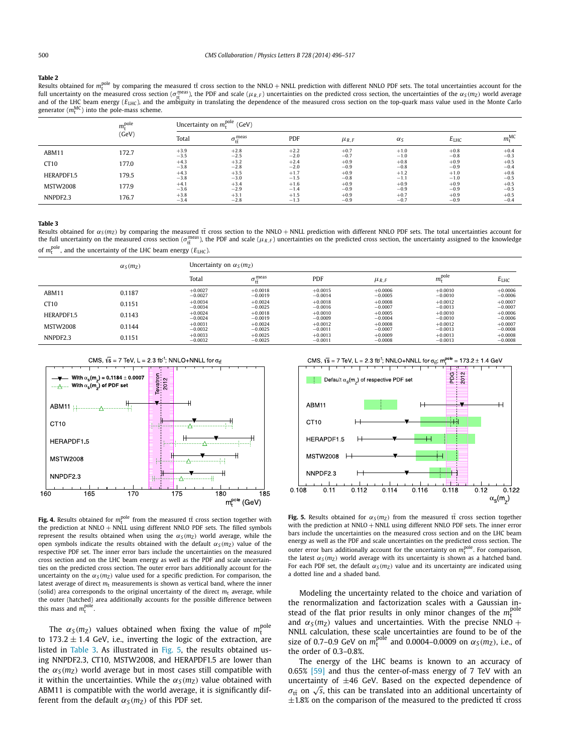**Table 2**

Results obtained for $m_t^{pole}$ by comparing the measured $t\bar{t}$ cross section to the NNLO + NNLL prediction with different NNLO PDF sets. The total uncertainties account for the full uncertainty on the measured cross section ($\sigma_{t\bar{t}}^{meas}$), the PDF and scale ($\mu_{R,F}$) uncertainties on the predicted cross section, the uncertainties of the $\alpha_S(m_Z)$ world average and of the LHC beam energy ($E_{LHC}$), and the ambiguity in translating the dependence of the measured cross section on the top-quark mass value used in the Monte Carlo generator ($m_t^{MC}$) into the pole-mass scheme.

| | $m_t^{pole}$ (GeV) | Uncertainty on $m_t^{pole}$ (GeV) | | | | | | |
|---|---|---|---|---|---|---|---|---|
| | | Total | $\sigma_{t\bar{t}}^{meas}$ | PDF | $\mu_{R,F}$ | $\alpha_S$ | $E_{LHC}$ | $m_t^{MC}$ |
| ABM11 | 172.7 | $^{+3.9}_{-3.5}$ | $^{+2.8}_{-2.5}$ | $^{+2.2}_{-2.0}$ | $^{+0.7}_{-0.7}$ | $^{+1.0}_{-1.0}$ | $^{+0.8}_{-0.8}$ | $^{+0.4}_{-0.3}$ |
| CT10 | 177.0 | $^{+4.3}_{-3.8}$ | $^{+3.2}_{-2.8}$ | $^{+2.4}_{-2.0}$ | $^{+0.9}_{-0.9}$ | $^{+0.8}_{-0.8}$ | $^{+0.9}_{-0.9}$ | $^{+0.5}_{-0.4}$ |
| HERAPDF1.5 | 179.5 | $^{+4.3}_{-3.8}$ | $^{+3.5}_{-3.0}$ | $^{+1.7}_{-1.5}$ | $^{+0.9}_{-0.8}$ | $^{+1.2}_{-1.1}$ | $^{+1.0}_{-1.0}$ | $^{+0.6}_{-0.5}$ |
| MSTW2008 | 177.9 | $^{+4.1}_{-3.6}$ | $^{+3.4}_{-2.9}$ | $^{+1.6}_{-1.4}$ | $^{+0.9}_{-0.9}$ | $^{+0.9}_{-0.9}$ | $^{+0.9}_{-0.9}$ | $^{+0.5}_{-0.5}$ |
| NNPDF2.3 | 176.7 | $^{+3.8}_{-3.4}$ | $^{+3.1}_{-2.8}$ | $^{+1.5}_{-1.3}$ | $^{+0.9}_{-0.9}$ | $^{+0.7}_{-0.7}$ | $^{+0.9}_{-0.9}$ | $^{+0.5}_{-0.4}$ |

**Table 3**

Results obtained for $\alpha_S(m_Z)$ by comparing the measured $t\bar{t}$ cross section to the NNLO + NNLL prediction with different NNLO PDF sets. The total uncertainties account for the full uncertainty on the measured cross section ($\sigma_{t\bar{t}}^{meas}$), the PDF and scale ($\mu_{R,F}$) uncertainties on the predicted cross section, the uncertainty assigned to the knowledge of $m_t^{pole}$, and the uncertainty of the LHC beam energy ($E_{LHC}$).

| | $\alpha_S(m_Z)$ | Uncertainty on $\alpha_S(m_Z)$ | | | | | |
|---|---|---|---|---|---|---|---|
| | | Total | $\sigma_{t\bar{t}}^{meas}$ | PDF | $\mu_{R,F}$ | $m_t^{pole}$ | $E_{LHC}$ |
| ABM11 | 0.1187 | $^{+0.0027}_{-0.0027}$ | $^{+0.0018}_{-0.0019}$ | $^{+0.0015}_{-0.0014}$ | $^{+0.0006}_{-0.0005}$ | $^{+0.0010}_{-0.0010}$ | $^{+0.0006}_{-0.0006}$ |
| CT10 | 0.1151 | $^{+0.0034}_{-0.0034}$ | $^{+0.0024}_{-0.0025}$ | $^{+0.0018}_{-0.0016}$ | $^{+0.0008}_{-0.0007}$ | $^{+0.0012}_{-0.0013}$ | $^{+0.0007}_{-0.0007}$ |
| HERAPDF1.5 | 0.1143 | $^{+0.0024}_{-0.0024}$ | $^{+0.0018}_{-0.0019}$ | $^{+0.0010}_{-0.0009}$ | $^{+0.0005}_{-0.0004}$ | $^{+0.0010}_{-0.0010}$ | $^{+0.0006}_{-0.0006}$ |
| MSTW2008 | 0.1144 | $^{+0.0031}_{-0.0032}$ | $^{+0.0024}_{-0.0025}$ | $^{+0.0012}_{-0.0011}$ | $^{+0.0008}_{-0.0007}$ | $^{+0.0012}_{-0.0013}$ | $^{+0.0007}_{-0.0008}$ |
| NNPDF2.3 | 0.1151 | $^{+0.0033}_{-0.0032}$ | $^{+0.0025}_{-0.0025}$ | $^{+0.0013}_{-0.0011}$ | $^{+0.0009}_{-0.0008}$ | $^{+0.0013}_{-0.0013}$ | $^{+0.0008}_{-0.0008}$ |

**Fig. 4.** Results obtained for $m_t^{pole}$ from the measured $t\bar{t}$ cross section together with the prediction at NNLO + NNLL using different NNLO PDF sets. The filled symbols represent the results obtained when using the $\alpha_S(m_Z)$ world average, while the open symbols indicate the results obtained with the default $\alpha_S(m_Z)$ value of the respective PDF set. The inner error bars include the uncertainties on the measured cross section and on the LHC beam energy as well as the PDF and scale uncertainties on the predicted cross section. The outer error bars additionally account for the uncertainty on the $\alpha_S(m_Z)$ value used for a specific prediction. For comparison, the latest average of direct $m_t$ measurements is shown as vertical band, where the inner (solid) area corresponds to the original uncertainty of the direct $m_t$ average, while the outer (hatched) area additionally accounts for the possible difference between this mass and $m_t^{pole}$.

**Fig. 5.** Results obtained for $\alpha_S(m_Z)$ from the measured $t\bar{t}$ cross section together with the prediction at NNLO + NNLL using different NNLO PDF sets. The inner error bars include the uncertainties on the measured cross section and on the LHC beam energy as well as the PDF and scale uncertainties on the predicted cross section. The outer error bars additionally account for the uncertainty on $m_t^{pole}$. For comparison, the latest $\alpha_S(m_Z)$ world average with its uncertainty is shown as a hatched band. For each PDF set, the default $\alpha_S(m_Z)$ value and its uncertainty are indicated using a dotted line and a shaded band.

The $\alpha_S(m_Z)$ values obtained when fixing the value of $m_t^{pole}$ to $173.2 \pm 1.4$ GeV, i.e., inverting the logic of the extraction, are listed in Table 3. As illustrated in Fig. 5, the results obtained using NNPDF2.3, CT10, MSTW2008, and HERAPDF1.5 are lower than the $\alpha_S(m_Z)$ world average but in most cases still compatible with it within the uncertainties. While the $\alpha_S(m_Z)$ value obtained with ABM11 is compatible with the world average, it is significantly different from the default $\alpha_S(m_Z)$ of this PDF set.

Modeling the uncertainty related to the choice and variation of the renormalization and factorization scales with a Gaussian instead of the flat prior results in only minor changes of the $m_t^{pole}$ and $\alpha_S(m_Z)$ values and uncertainties. With the precise NNLO + NNLL calculation, these scale uncertainties are found to be of the size of 0.7–0.9 GeV on $m_t^{pole}$ and 0.0004–0.0009 on $\alpha_S(m_Z)$, i.e., of the order of 0.3–0.8%.

The energy of the LHC beams is known to an accuracy of 0.65% [59] and thus the center-of-mass energy of 7 TeV with an uncertainty of $\pm 46$ GeV. Based on the expected dependence of $\sigma_{t\bar{t}}$ on $\sqrt{s}$, this can be translated into an additional uncertainty of $\pm 1.8\%$ on the comparison of the measured to the predicted $t\bar{t}$ cross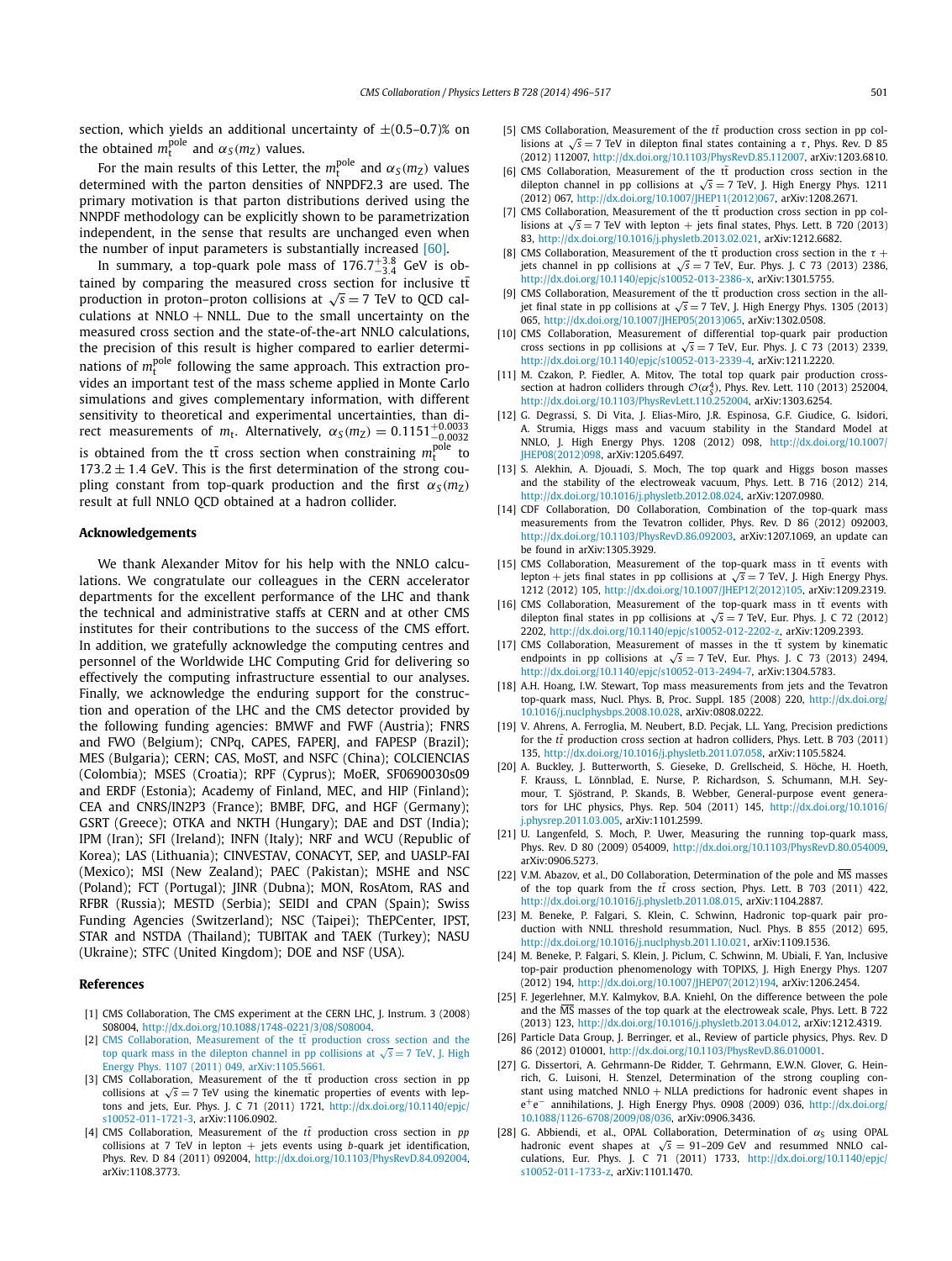section, which yields an additional uncertainty of $\pm(0.5–0.7)\%$ on the obtained $m_t^{\text{pole}}$ and $\alpha_S(m_Z)$ values.

For the main results of this Letter, the $m_t^{\text{pole}}$ and $\alpha_S(m_Z)$ values determined with the parton densities of NNPDF2.3 are used. The primary motivation is that parton distributions derived using the NNPDF methodology can be explicitly shown to be parametrization independent, in the sense that results are unchanged even when the number of input parameters is substantially increased [60].

In summary, a top-quark pole mass of $176.7^{+3.8}_{-3.4}$ GeV is obtained by comparing the measured cross section for inclusive $t\bar{t}$ production in proton–proton collisions at $\sqrt{s} = 7$ TeV to QCD calculations at NNLO + NNLL. Due to the small uncertainty on the measured cross section and the state-of-the-art NNLO calculations, the precision of this result is higher compared to earlier determinations of $m_t^{\text{pole}}$ following the same approach. This extraction provides an important test of the mass scheme applied in Monte Carlo simulations and gives complementary information, with different sensitivity to theoretical and experimental uncertainties, than direct measurements of $m_t$. Alternatively, $\alpha_S(m_Z) = 0.1151^{+0.0033}_{-0.0032}$ is obtained from the $t\bar{t}$ cross section when constraining $m_t^{\text{pole}}$ to $173.2 \pm 1.4$ GeV. This is the first determination of the strong coupling constant from top-quark production and the first $\alpha_S(m_Z)$ result at full NNLO QCD obtained at a hadron collider.

## Acknowledgements

We thank Alexander Mitov for his help with the NNLO calculations. We congratulate our colleagues in the CERN accelerator departments for the excellent performance of the LHC and thank the technical and administrative staffs at CERN and at other CMS institutes for their contributions to the success of the CMS effort. In addition, we gratefully acknowledge the computing centres and personnel of the Worldwide LHC Computing Grid for delivering so effectively the computing infrastructure essential to our analyses. Finally, we acknowledge the enduring support for the construction and operation of the LHC and the CMS detector provided by the following funding agencies: BMWF and FWF (Austria); FNRS and FWO (Belgium); CNPq, CAPES, FAPERJ, and FAPESP (Brazil); MES (Bulgaria); CERN; CAS, MoST, and NSFC (China); COLCIENCIAS (Colombia); MSES (Croatia); RPF (Cyprus); MoER, SF0690030s09 and ERDF (Estonia); Academy of Finland, MEC, and HIP (Finland); CEA and CNRS/IN2P3 (France); BMBF, DFG, and HGF (Germany); GSRT (Greece); OTKA and NKTH (Hungary); DAE and DST (India); IPM (Iran); SFI (Ireland); INFN (Italy); NRF and WCU (Republic of Korea); LAS (Lithuania); CINVESTAV, CONACYT, SEP, and UASLP-FAI (Mexico); MSI (New Zealand); PAEC (Pakistan); MSHE and NSC (Poland); FCT (Portugal); JINR (Dubna); MON, RosAtom, RAS and RFBR (Russia); MESTD (Serbia); SEIDI and CPAN (Spain); Swiss Funding Agencies (Switzerland); NSC (Taipei); ThEPCenter, IPST, STAR and NSTDA (Thailand); TUBITAK and TAEK (Turkey); NASU (Ukraine); STFC (United Kingdom); DOE and NSF (USA).

## References

[1] CMS Collaboration, The CMS experiment at the CERN LHC, J. Instrum. 3 (2008) S08004, http://dx.doi.org/10.1088/1748-0221/3/08/S08004.

[2] CMS Collaboration, Measurement of the $t\bar{t}$ production cross section and the top quark mass in the dilepton channel in pp collisions at $\sqrt{s} = 7$ TeV, J. High Energy Phys. 1107 (2011) 049, arXiv:1105.5661.

[3] CMS Collaboration, Measurement of the $t\bar{t}$ production cross section in pp collisions at $\sqrt{s} = 7$ TeV using the kinematic properties of events with leptons and jets, Eur. Phys. J. C 71 (2011) 1721, http://dx.doi.org/10.1140/epjc/s10052-011-1721-3, arXiv:1106.0902.

[4] CMS Collaboration, Measurement of the $t\bar{t}$ production cross section in $pp$ collisions at 7 TeV in lepton + jets events using $b$-quark jet identification, Phys. Rev. D 84 (2011) 092004, http://dx.doi.org/10.1103/PhysRevD.84.092004, arXiv:1108.3773.

[5] CMS Collaboration, Measurement of the $t\bar{t}$ production cross section in pp collisions at $\sqrt{s} = 7$ TeV in dilepton final states containing a $\tau$, Phys. Rev. D 85 (2012) 112007, http://dx.doi.org/10.1103/PhysRevD.85.112007, arXiv:1203.6810.

[6] CMS Collaboration, Measurement of the $t\bar{t}$ production cross section in the dilepton channel in pp collisions at $\sqrt{s} = 7$ TeV, J. High Energy Phys. 1211 (2012) 067, http://dx.doi.org/10.1007/JHEP11(2012)067, arXiv:1208.2671.

[7] CMS Collaboration, Measurement of the $t\bar{t}$ production cross section in pp collisions at $\sqrt{s} = 7$ TeV with lepton + jets final states, Phys. Lett. B 720 (2013) 83, http://dx.doi.org/10.1016/j.physletb.2013.02.021, arXiv:1212.6682.

[8] CMS Collaboration, Measurement of the $t\bar{t}$ production cross section in the $\tau$ + jets channel in pp collisions at $\sqrt{s} = 7$ TeV, Eur. Phys. J. C 73 (2013) 2386, http://dx.doi.org/10.1140/epjc/s10052-013-2386-x, arXiv:1301.5755.

[9] CMS Collaboration, Measurement of the $t\bar{t}$ production cross section in the all-jet final state in pp collisions at $\sqrt{s} = 7$ TeV, J. High Energy Phys. 1305 (2013) 065, http://dx.doi.org/10.1007/JHEP05(2013)065, arXiv:1302.0508.

[10] CMS Collaboration, Measurement of differential top-quark pair production cross sections in pp collisions at $\sqrt{s} = 7$ TeV, Eur. Phys. J. C 73 (2013) 2339, http://dx.doi.org/10.1140/epjc/s10052-013-2339-4, arXiv:1211.2220.

[11] M. Czakon, P. Fiedler, A. Mitov, The total top quark pair production cross-section at hadron colliders through $\mathcal{O}(\alpha_S^4)$, Phys. Rev. Lett. 110 (2013) 252004, http://dx.doi.org/10.1103/PhysRevLett.110.252004, arXiv:1303.6254.

[12] G. Degrassi, S. Di Vita, J. Elias-Miro, J.R. Espinosa, G.F. Giudice, G. Isidori, A. Strumia, Higgs mass and vacuum stability in the Standard Model at NNLO, J. High Energy Phys. 1208 (2012) 098, http://dx.doi.org/10.1007/JHEP08(2012)098, arXiv:1205.6497.

[13] S. Alekhin, A. Djouadi, S. Moch, The top quark and Higgs boson masses and the stability of the electroweak vacuum, Phys. Lett. B 716 (2012) 214, http://dx.doi.org/10.1016/j.physletb.2012.08.024, arXiv:1207.0980.

[14] CDF Collaboration, D0 Collaboration, Combination of the top-quark mass measurements from the Tevatron collider, Phys. Rev. D 86 (2012) 092003, http://dx.doi.org/10.1103/PhysRevD.86.092003, arXiv:1207.1069, an update can be found in arXiv:1305.3929.

[15] CMS Collaboration, Measurement of the top-quark mass in $t\bar{t}$ events with lepton + jets final states in pp collisions at $\sqrt{s} = 7$ TeV, J. High Energy Phys. 1212 (2012) 105, http://dx.doi.org/10.1007/JHEP12(2012)105, arXiv:1209.2319.

[16] CMS Collaboration, Measurement of the top-quark mass in $t\bar{t}$ events with dilepton final states in pp collisions at $\sqrt{s} = 7$ TeV, Eur. Phys. J. C 72 (2012) 2202, http://dx.doi.org/10.1140/epjc/s10052-012-2202-z, arXiv:1209.2393.

[17] CMS Collaboration, Measurement of masses in the $t\bar{t}$ system by kinematic endpoints in pp collisions at $\sqrt{s} = 7$ TeV, Eur. Phys. J. C 73 (2013) 2494, http://dx.doi.org/10.1140/epjc/s10052-013-2494-7, arXiv:1304.5783.

[18] A.H. Hoang, I.W. Stewart, Top mass measurements from jets and the Tevatron top-quark mass, Nucl. Phys. B, Proc. Suppl. 185 (2008) 220, http://dx.doi.org/10.1016/j.nuclphysbps.2008.10.028, arXiv:0808.0222.

[19] V. Ahrens, A. Ferroglia, M. Neubert, B.D. Pecjak, L.L. Yang, Precision predictions for the $t\bar{t}$ production cross section at hadron colliders, Phys. Lett. B 703 (2011) 135, http://dx.doi.org/10.1016/j.physletb.2011.07.058, arXiv:1105.5824.

[20] A. Buckley, J. Butterworth, S. Gieseke, D. Grellscheid, S. Höche, H. Hoeth, F. Krauss, L. Lönnblad, E. Nurse, P. Richardson, S. Schumann, M.H. Seymour, T. Sjöstrand, P. Skands, B. Webber, General-purpose event generators for LHC physics, Phys. Rep. 504 (2011) 145, http://dx.doi.org/10.1016/j.physrep.2011.03.005, arXiv:1101.2599.

[21] U. Langenfeld, S. Moch, P. Uwer, Measuring the running top-quark mass, Phys. Rev. D 80 (2009) 054009, http://dx.doi.org/10.1103/PhysRevD.80.054009, arXiv:0906.5273.

[22] V.M. Abazov, et al., D0 Collaboration, Determination of the pole and $\overline{\text{MS}}$ masses of the top quark from the $t\bar{t}$ cross section, Phys. Lett. B 703 (2011) 422, http://dx.doi.org/10.1016/j.physletb.2011.08.015, arXiv:1104.2887.

[23] M. Beneke, P. Falgari, S. Klein, C. Schwinn, Hadronic top-quark pair production with NNLL threshold resummation, Nucl. Phys. B 855 (2012) 695, http://dx.doi.org/10.1016/j.nuclphysb.2011.10.021, arXiv:1109.1536.

[24] M. Beneke, P. Falgari, S. Klein, J. Piclum, C. Schwinn, M. Ubiali, F. Yan, Inclusive top-pair production phenomenology with TOPIXS, J. High Energy Phys. 1207 (2012) 194, http://dx.doi.org/10.1007/JHEP07(2012)194, arXiv:1206.2454.

[25] F. Jegerlehner, M.Y. Kalmykov, B.A. Kniehl, On the difference between the pole and the $\overline{\text{MS}}$ masses of the top quark at the electroweak scale, Phys. Lett. B 722 (2013) 123, http://dx.doi.org/10.1016/j.physletb.2013.04.012, arXiv:1212.4319.

[26] Particle Data Group, J. Beringer, et al., Review of particle physics, Phys. Rev. D 86 (2012) 010001, http://dx.doi.org/10.1103/PhysRevD.86.010001.

[27] G. Dissertori, A. Gehrmann-De Ridder, T. Gehrmann, E.W.N. Glover, G. Heinrich, G. Luisoni, H. Stenzel, Determination of the strong coupling constant using matched NNLO + NLLA predictions for hadronic event shapes in $e^+e^-$ annihilations, J. High Energy Phys. 0908 (2009) 036, http://dx.doi.org/10.1088/1126-6708/2009/08/036, arXiv:0906.3436.

[28] G. Abbiendi, et al., OPAL Collaboration, Determination of $\alpha_S$ using OPAL hadronic event shapes at $\sqrt{s} = 91–209$ GeV and resummed NNLO calculations, Eur. Phys. J. C 71 (2011) 1733, http://dx.doi.org/10.1140/epjc/s10052-011-1733-z, arXiv:1101.1470.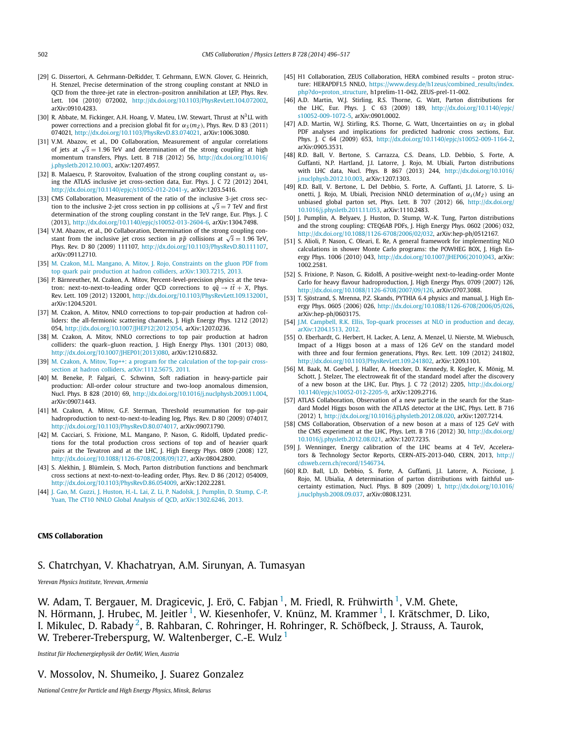[29] G. Dissertori, A. Gehrmann-DeRidder, T. Gehrmann, E.W.N. Glover, G. Heinrich, H. Stenzel, Precise determination of the strong coupling constant at NNLO in QCD from the three-jet rate in electron–positron annihilation at LEP, Phys. Rev. Lett. 104 (2010) 072002, http://dx.doi.org/10.1103/PhysRevLett.104.072002, arXiv:0910.4283.

[30] R. Abbate, M. Fickinger, A.H. Hoang, V. Mateu, I.W. Stewart, Thrust at N$^3$LL with power corrections and a precision global fit for $\alpha_S(m_Z)$, Phys. Rev. D 83 (2011) 074021, http://dx.doi.org/10.1103/PhysRevD.83.074021, arXiv:1006.3080.

[31] V.M. Abazov, et al., D0 Collaboration, Measurement of angular correlations of jets at $\sqrt{s} = 1.96$ TeV and determination of the strong coupling at high momentum transfers, Phys. Lett. B 718 (2012) 56, http://dx.doi.org/10.1016/j.physletb.2012.10.003, arXiv:1207.4957.

[32] B. Malaescu, P. Starovoitov, Evaluation of the strong coupling constant $\alpha_s$ using the ATLAS inclusive jet cross-section data, Eur. Phys. J. C 72 (2012) 2041, http://dx.doi.org/10.1140/epjc/s10052-012-2041-y, arXiv:1203.5416.

[33] CMS Collaboration, Measurement of the ratio of the inclusive 3-jet cross section to the inclusive 2-jet cross section in pp collisions at $\sqrt{s} = 7$ TeV and first determination of the strong coupling constant in the TeV range, Eur. Phys. J. C (2013), http://dx.doi.org/10.1140/epjc/s10052-013-2604-6, arXiv:1304.7498.

[34] V.M. Abazov, et al., D0 Collaboration, Determination of the strong coupling constant from the inclusive jet cross section in $p\bar{p}$ collisions at $\sqrt{s} = 1.96$ TeV, Phys. Rev. D 80 (2009) 111107, http://dx.doi.org/10.1103/PhysRevD.80.111107, arXiv:0911.2710.

[35] M. Czakon, M.L. Mangano, A. Mitov, J. Rojo, Constraints on the gluon PDF from top quark pair production at hadron colliders, arXiv:1303.7215, 2013.

[36] P. Bärnreuther, M. Czakon, A. Mitov, Percent-level-precision physics at the tevatron: next-to-next-to-leading order QCD corrections to $q\bar{q} \to t\bar{t} + X$, Phys. Rev. Lett. 109 (2012) 132001, http://dx.doi.org/10.1103/PhysRevLett.109.132001, arXiv:1204.5201.

[37] M. Czakon, A. Mitov, NNLO corrections to top-pair production at hadron colliders: the all-fermionic scattering channels, J. High Energy Phys. 1212 (2012) 054, http://dx.doi.org/10.1007/JHEP12(2012)054, arXiv:1207.0236.

[38] M. Czakon, A. Mitov, NNLO corrections to top pair production at hadron colliders: the quark–gluon reaction, J. High Energy Phys. 1301 (2013) 080, http://dx.doi.org/10.1007/JHEP01(2013)080, arXiv:1210.6832.

[39] M. Czakon, A. Mitov, Top++: a program for the calculation of the top-pair cross-section at hadron colliders, arXiv:1112.5675, 2011.

[40] M. Beneke, P. Falgari, C. Schwinn, Soft radiation in heavy-particle pair production: All-order colour structure and two-loop anomalous dimension, Nucl. Phys. B 828 (2010) 69, http://dx.doi.org/10.1016/j.nuclphysb.2009.11.004, arXiv:0907.1443.

[41] M. Czakon, A. Mitov, G.F. Sterman, Threshold resummation for top-pair hadroproduction to next-to-next-to-leading log, Phys. Rev. D 80 (2009) 074017, http://dx.doi.org/10.1103/PhysRevD.80.074017, arXiv:0907.1790.

[42] M. Cacciari, S. Frixione, M.L. Mangano, P. Nason, G. Ridolfi, Updated predictions for the total production cross sections of top and of heavier quark pairs at the Tevatron and at the LHC, J. High Energy Phys. 0809 (2008) 127, http://dx.doi.org/10.1088/1126-6708/2008/09/127, arXiv:0804.2800.

[43] S. Alekhin, J. Blümlein, S. Moch, Parton distribution functions and benchmark cross sections at next-to-next-to-leading order, Phys. Rev. D 86 (2012) 054009, http://dx.doi.org/10.1103/PhysRevD.86.054009, arXiv:1202.2281.

[44] J. Gao, M. Guzzi, J. Huston, H.-L. Lai, Z. Li, P. Nadolsk, J. Pumplin, D. Stump, C.-P. Yuan, The CT10 NNLO Global Analysis of QCD, arXiv:1302.6246, 2013.

[45] H1 Collaboration, ZEUS Collaboration, HERA combined results – proton structure: HERAPDF1.5 NNLO, https://www.desy.de/h1zeus/combined_results/index.php?do=proton_structure, h1prelim-11-042, ZEUS-prel-11-002.

[46] A.D. Martin, W.J. Stirling, R.S. Thorne, G. Watt, Parton distributions for the LHC, Eur. Phys. J. C 63 (2009) 189, http://dx.doi.org/10.1140/epjc/s10052-009-1072-5, arXiv:0901.0002.

[47] A.D. Martin, W.J. Stirling, R.S. Thorne, G. Watt, Uncertainties on $\alpha_S$ in global PDF analyses and implications for predicted hadronic cross sections, Eur. Phys. J. C 64 (2009) 653, http://dx.doi.org/10.1140/epjc/s10052-009-1164-2, arXiv:0905.3531.

[48] R.D. Ball, V. Bertone, S. Carrazza, C.S. Deans, L.D. Debbio, S. Forte, A. Guffanti, N.P. Hartland, J.I. Latorre, J. Rojo, M. Ubiali, Parton distributions with LHC data, Nucl. Phys. B 867 (2013) 244, http://dx.doi.org/10.1016/j.nuclphysb.2012.10.003, arXiv:1207.1303.

[49] R.D. Ball, V. Bertone, L. Del Debbio, S. Forte, A. Guffanti, J.I. Latorre, S. Lionetti, J. Rojo, M. Ubiali, Precision NNLO determination of $\alpha_s(M_Z)$ using an unbiased global parton set, Phys. Lett. B 707 (2012) 66, http://dx.doi.org/10.1016/j.physletb.2011.11.053, arXiv:1110.2483.

[50] J. Pumplin, A. Belyaev, J. Huston, D. Stump, W.-K. Tung, Parton distributions and the strong coupling: CTEQ6AB PDFs, J. High Energy Phys. 0602 (2006) 032, http://dx.doi.org/10.1088/1126-6708/2006/02/032, arXiv:hep-ph/0512167.

[51] S. Alioli, P. Nason, C. Oleari, E. Re, A general framework for implementing NLO calculations in shower Monte Carlo programs: the POWHEG BOX, J. High Energy Phys. 1006 (2010) 043, http://dx.doi.org/10.1007/JHEP06(2010)043, arXiv:1002.2581.

[52] S. Frixione, P. Nason, G. Ridolfi, A positive-weight next-to-leading-order Monte Carlo for heavy flavour hadroproduction, J. High Energy Phys. 0709 (2007) 126, http://dx.doi.org/10.1088/1126-6708/2007/09/126, arXiv:0707.3088.

[53] T. Sjöstrand, S. Mrenna, P.Z. Skands, PYTHIA 6.4 physics and manual, J. High Energy Phys. 0605 (2006) 026, http://dx.doi.org/10.1088/1126-6708/2006/05/026, arXiv:hep-ph/0603175.

[54] J.M. Campbell, R.K. Ellis, Top-quark processes at NLO in production and decay, arXiv:1204.1513, 2012.

[55] O. Eberhardt, G. Herbert, H. Lacker, A. Lenz, A. Menzel, U. Nierste, M. Wiebusch, Impact of a Higgs boson at a mass of 126 GeV on the standard model with three and four fermion generations, Phys. Rev. Lett. 109 (2012) 241802, http://dx.doi.org/10.1103/PhysRevLett.109.241802, arXiv:1209.1101.

[56] M. Baak, M. Goebel, J. Haller, A. Hoecker, D. Kennedy, R. Kogler, K. Mönig, M. Schott, J. Stelzer, The electroweak fit of the standard model after the discovery of a new boson at the LHC, Eur. Phys. J. C 72 (2012) 2205, http://dx.doi.org/10.1140/epjc/s10052-012-2205-9, arXiv:1209.2716.

[57] ATLAS Collaboration, Observation of a new particle in the search for the Standard Model Higgs boson with the ATLAS detector at the LHC, Phys. Lett. B 716 (2012) 1, http://dx.doi.org/10.1016/j.physletb.2012.08.020, arXiv:1207.7214.

[58] CMS Collaboration, Observation of a new boson at a mass of 125 GeV with the CMS experiment at the LHC, Phys. Lett. B 716 (2012) 30, http://dx.doi.org/10.1016/j.physletb.2012.08.021, arXiv:1207.7235.

[59] J. Wenninger, Energy calibration of the LHC beams at 4 TeV, Accelerators & Technology Sector Reports, CERN-ATS-2013-040, CERN, 2013, http://cdsweb.cern.ch/record/1546734.

[60] R.D. Ball, L.D. Debbio, S. Forte, A. Guffanti, J.I. Latorre, A. Piccione, J. Rojo, M. Ubialia, A determination of parton distributions with faithful uncertainty estimation, Nucl. Phys. B 809 (2009) 1, http://dx.doi.org/10.1016/j.nuclphysb.2008.09.037, arXiv:0808.1231.

**CMS Collaboration**

S. Chatrchyan, V. Khachatryan, A.M. Sirunyan, A. Tumasyan

*Yerevan Physics Institute, Yerevan, Armenia*

W. Adam, T. Bergauer, M. Dragicevic, J. Erö, C. Fabjan [1], M. Friedl, R. Frühwirth [1], V.M. Ghete, N. Hörmann, J. Hrubec, M. Jeitler [1], W. Kiesenhofer, V. Knünz, M. Krammer [1], I. Krätschmer, D. Liko, I. Mikulec, D. Rabady [2], B. Rahbaran, C. Rohringer, H. Rohringer, R. Schöfbeck, J. Strauss, A. Taurok, W. Treberer-Treberspurg, W. Waltenberger, C.-E. Wulz [1]

*Institut für Hochenergiephysik der OeAW, Wien, Austria*

V. Mossolov, N. Shumeiko, J. Suarez Gonzalez

*National Centre for Particle and High Energy Physics, Minsk, Belarus*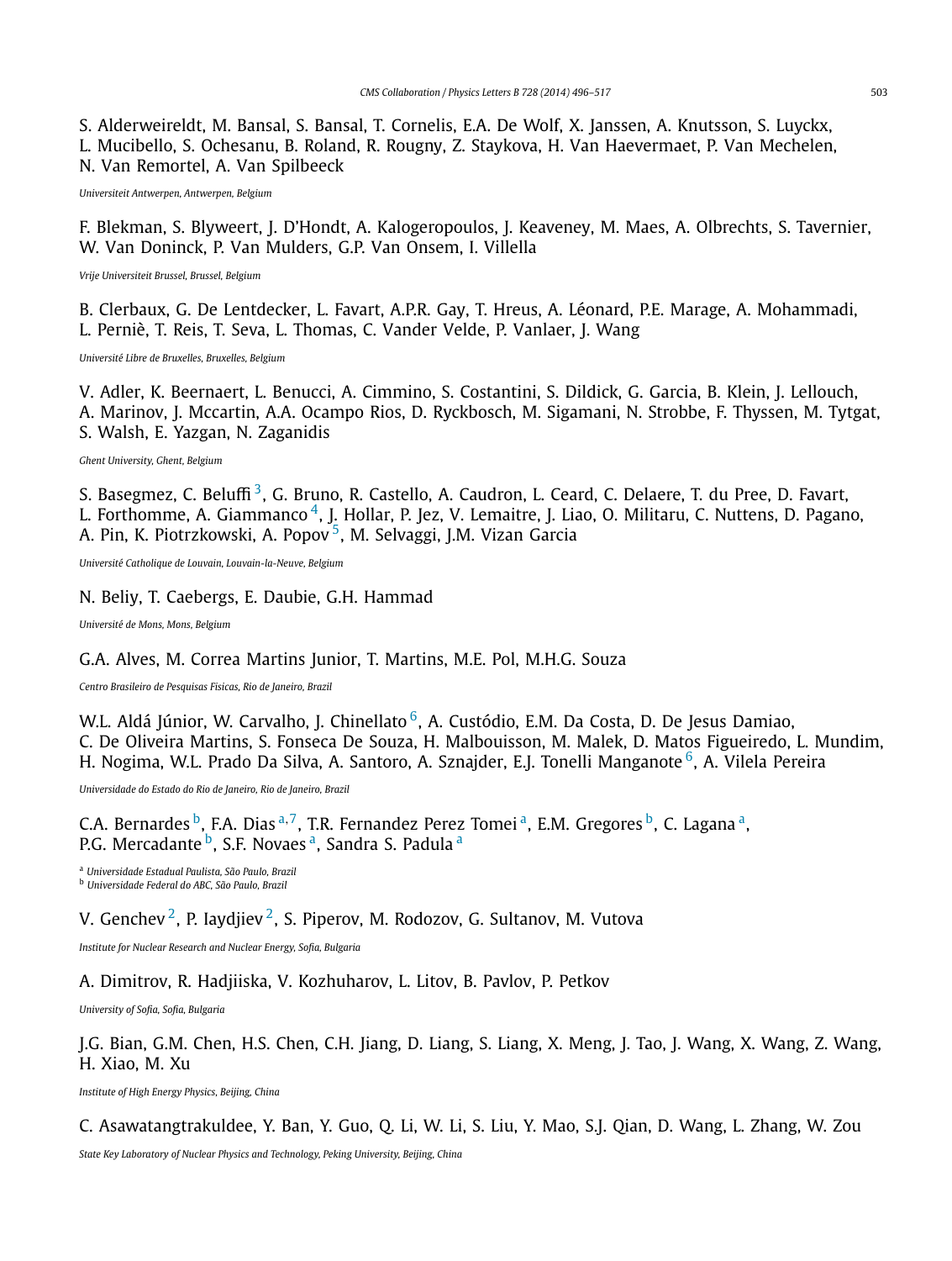S. Alderweireldt, M. Bansal, S. Bansal, T. Cornelis, E.A. De Wolf, X. Janssen, A. Knutsson, S. Luyckx, L. Mucibello, S. Ochesanu, B. Roland, R. Rougny, Z. Staykova, H. Van Haevermaet, P. Van Mechelen, N. Van Remortel, A. Van Spilbeeck

*Universiteit Antwerpen, Antwerpen, Belgium*

F. Blekman, S. Blyweert, J. D'Hondt, A. Kalogeropoulos, J. Keaveney, M. Maes, A. Olbrechts, S. Tavernier, W. Van Doninck, P. Van Mulders, G.P. Van Onsem, I. Villella

*Vrije Universiteit Brussel, Brussel, Belgium*

B. Clerbaux, G. De Lentdecker, L. Favart, A.P.R. Gay, T. Hreus, A. Léonard, P.E. Marage, A. Mohammadi, L. Perniè, T. Reis, T. Seva, L. Thomas, C. Vander Velde, P. Vanlaer, J. Wang

*Université Libre de Bruxelles, Bruxelles, Belgium*

V. Adler, K. Beernaert, L. Benucci, A. Cimmino, S. Costantini, S. Dildick, G. Garcia, B. Klein, J. Lellouch, A. Marinov, J. Mccartin, A.A. Ocampo Rios, D. Ryckbosch, M. Sigamani, N. Strobbe, F. Thyssen, M. Tytgat, S. Walsh, E. Yazgan, N. Zaganidis

*Ghent University, Ghent, Belgium*

S. Basegmez, C. Beluffi [3], G. Bruno, R. Castello, A. Caudron, L. Ceard, C. Delaere, T. du Pree, D. Favart, L. Forthomme, A. Giammanco [4], J. Hollar, P. Jez, V. Lemaitre, J. Liao, O. Militaru, C. Nuttens, D. Pagano, A. Pin, K. Piotrzkowski, A. Popov [5], M. Selvaggi, J.M. Vizan Garcia

*Université Catholique de Louvain, Louvain-la-Neuve, Belgium*

N. Beliy, T. Caebergs, E. Daubie, G.H. Hammad

*Université de Mons, Mons, Belgium*

G.A. Alves, M. Correa Martins Junior, T. Martins, M.E. Pol, M.H.G. Souza

*Centro Brasileiro de Pesquisas Fisicas, Rio de Janeiro, Brazil*

W.L. Aldá Júnior, W. Carvalho, J. Chinellato [6], A. Custódio, E.M. Da Costa, D. De Jesus Damiao, C. De Oliveira Martins, S. Fonseca De Souza, H. Malbouisson, M. Malek, D. Matos Figueiredo, L. Mundim, H. Nogima, W.L. Prado Da Silva, A. Santoro, A. Sznajder, E.J. Tonelli Manganote [6], A. Vilela Pereira

*Universidade do Estado do Rio de Janeiro, Rio de Janeiro, Brazil*

C.A. Bernardes [b], F.A. Dias [a,7], T.R. Fernandez Perez Tomei [a], E.M. Gregores [b], C. Lagana [a], P.G. Mercadante [b], S.F. Novaes [a], Sandra S. Padula [a]

[a] *Universidade Estadual Paulista, São Paulo, Brazil*
[b] *Universidade Federal do ABC, São Paulo, Brazil*

V. Genchev [2], P. Iaydjiev [2], S. Piperov, M. Rodozov, G. Sultanov, M. Vutova

*Institute for Nuclear Research and Nuclear Energy, Sofia, Bulgaria*

A. Dimitrov, R. Hadjiiska, V. Kozhuharov, L. Litov, B. Pavlov, P. Petkov

*University of Sofia, Sofia, Bulgaria*

J.G. Bian, G.M. Chen, H.S. Chen, C.H. Jiang, D. Liang, S. Liang, X. Meng, J. Tao, J. Wang, X. Wang, Z. Wang, H. Xiao, M. Xu

*Institute of High Energy Physics, Beijing, China*

C. Asawatangtrakuldee, Y. Ban, Y. Guo, Q. Li, W. Li, S. Liu, Y. Mao, S.J. Qian, D. Wang, L. Zhang, W. Zou

*State Key Laboratory of Nuclear Physics and Technology, Peking University, Beijing, China*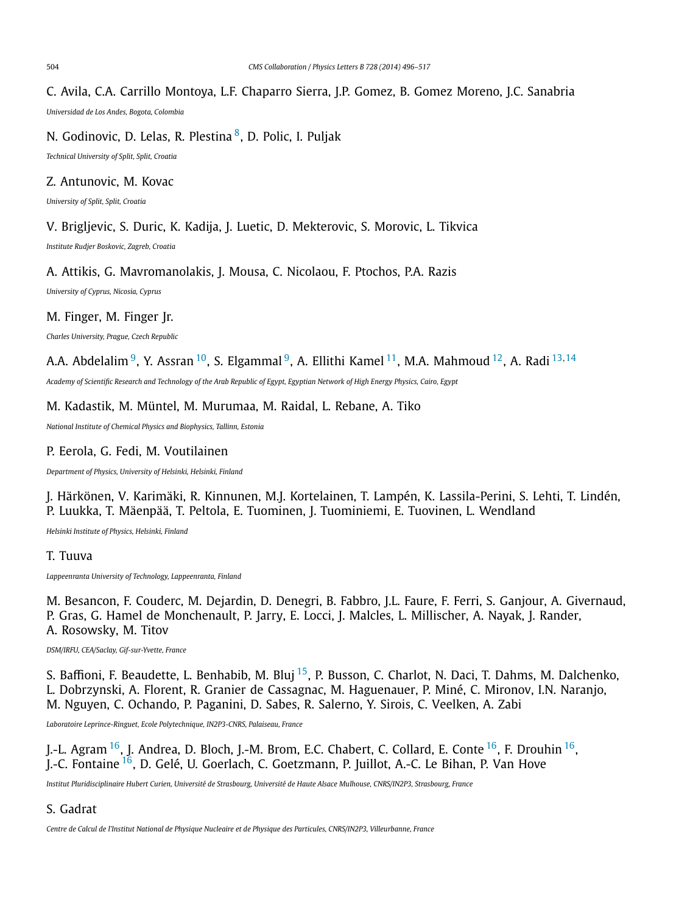C. Avila, C.A. Carrillo Montoya, L.F. Chaparro Sierra, J.P. Gomez, B. Gomez Moreno, J.C. Sanabria

*Universidad de Los Andes, Bogota, Colombia*

N. Godinovic, D. Lelas, R. Plestina [8], D. Polic, I. Puljak

*Technical University of Split, Split, Croatia*

Z. Antunovic, M. Kovac

*University of Split, Split, Croatia*

V. Brigljevic, S. Duric, K. Kadija, J. Luetic, D. Mekterovic, S. Morovic, L. Tikvica

*Institute Rudjer Boskovic, Zagreb, Croatia*

A. Attikis, G. Mavromanolakis, J. Mousa, C. Nicolaou, F. Ptochos, P.A. Razis

*University of Cyprus, Nicosia, Cyprus*

M. Finger, M. Finger Jr.

*Charles University, Prague, Czech Republic*

A.A. Abdelalim [9], Y. Assran [10], S. Elgammal [9], A. Ellithi Kamel [11], M.A. Mahmoud [12], A. Radi [13,14]

*Academy of Scientific Research and Technology of the Arab Republic of Egypt, Egyptian Network of High Energy Physics, Cairo, Egypt*

M. Kadastik, M. Müntel, M. Murumaa, M. Raidal, L. Rebane, A. Tiko

*National Institute of Chemical Physics and Biophysics, Tallinn, Estonia*

P. Eerola, G. Fedi, M. Voutilainen

*Department of Physics, University of Helsinki, Helsinki, Finland*

J. Härkönen, V. Karimäki, R. Kinnunen, M.J. Kortelainen, T. Lampén, K. Lassila-Perini, S. Lehti, T. Lindén, P. Luukka, T. Mäenpää, T. Peltola, E. Tuominen, J. Tuominiemi, E. Tuovinen, L. Wendland

*Helsinki Institute of Physics, Helsinki, Finland*

T. Tuuva

*Lappeenranta University of Technology, Lappeenranta, Finland*

M. Besancon, F. Couderc, M. Dejardin, D. Denegri, B. Fabbro, J.L. Faure, F. Ferri, S. Ganjour, A. Givernaud, P. Gras, G. Hamel de Monchenault, P. Jarry, E. Locci, J. Malcles, L. Millischer, A. Nayak, J. Rander, A. Rosowsky, M. Titov

*DSM/IRFU, CEA/Saclay, Gif-sur-Yvette, France*

S. Baffioni, F. Beaudette, L. Benhabib, M. Bluj [15], P. Busson, C. Charlot, N. Daci, T. Dahms, M. Dalchenko, L. Dobrzynski, A. Florent, R. Granier de Cassagnac, M. Haguenauer, P. Miné, C. Mironov, I.N. Naranjo, M. Nguyen, C. Ochando, P. Paganini, D. Sabes, R. Salerno, Y. Sirois, C. Veelken, A. Zabi

*Laboratoire Leprince-Ringuet, Ecole Polytechnique, IN2P3-CNRS, Palaiseau, France*

J.-L. Agram [16], J. Andrea, D. Bloch, J.-M. Brom, E.C. Chabert, C. Collard, E. Conte [16], F. Drouhin [16], J.-C. Fontaine [16], D. Gelé, U. Goerlach, C. Goetzmann, P. Juillot, A.-C. Le Bihan, P. Van Hove

*Institut Pluridisciplinaire Hubert Curien, Université de Strasbourg, Université de Haute Alsace Mulhouse, CNRS/IN2P3, Strasbourg, France*

S. Gadrat

*Centre de Calcul de l'Institut National de Physique Nucleaire et de Physique des Particules, CNRS/IN2P3, Villeurbanne, France*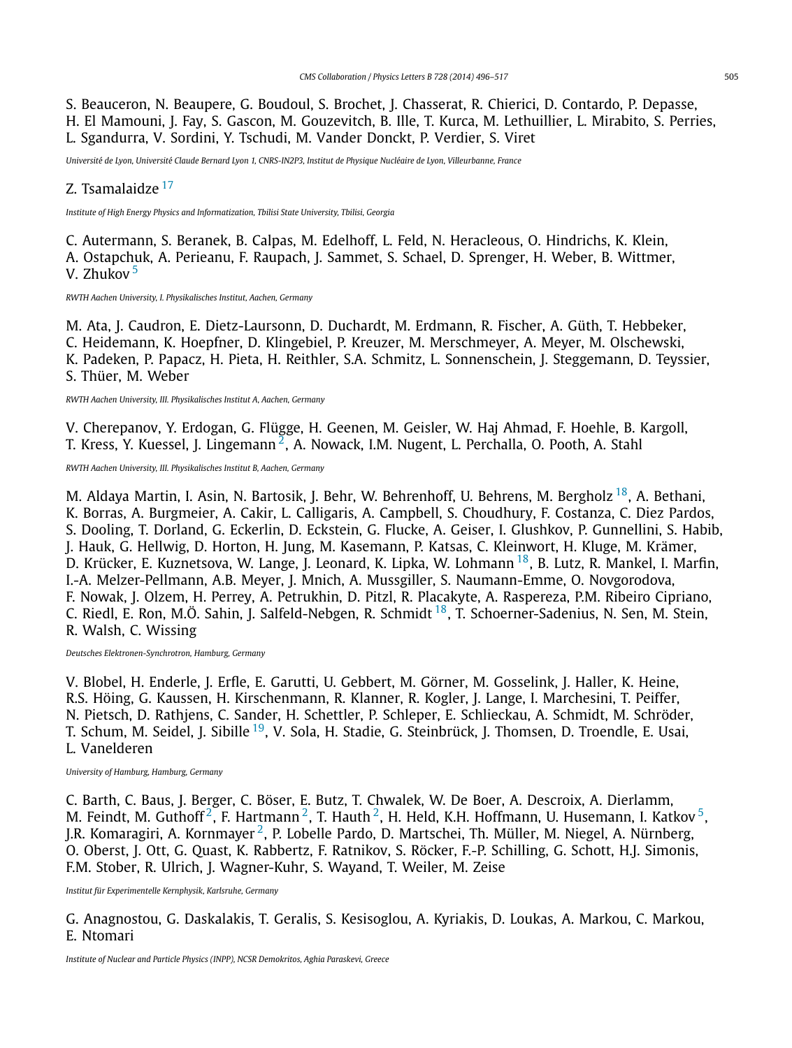S. Beauceron, N. Beaupere, G. Boudoul, S. Brochet, J. Chasserat, R. Chierici, D. Contardo, P. Depasse, H. El Mamouni, J. Fay, S. Gascon, M. Gouzevitch, B. Ille, T. Kurca, M. Lethuillier, L. Mirabito, S. Perries, L. Sgandurra, V. Sordini, Y. Tschudi, M. Vander Donckt, P. Verdier, S. Viret

*Université de Lyon, Université Claude Bernard Lyon 1, CNRS-IN2P3, Institut de Physique Nucléaire de Lyon, Villeurbanne, France*

Z. Tsamalaidze [17]

*Institute of High Energy Physics and Informatization, Tbilisi State University, Tbilisi, Georgia*

C. Autermann, S. Beranek, B. Calpas, M. Edelhoff, L. Feld, N. Heracleous, O. Hindrichs, K. Klein, A. Ostapchuk, A. Perieanu, F. Raupach, J. Sammet, S. Schael, D. Sprenger, H. Weber, B. Wittmer, V. Zhukov [5]

*RWTH Aachen University, I. Physikalisches Institut, Aachen, Germany*

M. Ata, J. Caudron, E. Dietz-Laursonn, D. Duchardt, M. Erdmann, R. Fischer, A. Güth, T. Hebbeker, C. Heidemann, K. Hoepfner, D. Klingebiel, P. Kreuzer, M. Merschmeyer, A. Meyer, M. Olschewski, K. Padeken, P. Papacz, H. Pieta, H. Reithler, S.A. Schmitz, L. Sonnenschein, J. Steggemann, D. Teyssier, S. Thüer, M. Weber

*RWTH Aachen University, III. Physikalisches Institut A, Aachen, Germany*

V. Cherepanov, Y. Erdogan, G. Flügge, H. Geenen, M. Geisler, W. Haj Ahmad, F. Hoehle, B. Kargoll, T. Kress, Y. Kuessel, J. Lingemann [2], A. Nowack, I.M. Nugent, L. Perchalla, O. Pooth, A. Stahl

*RWTH Aachen University, III. Physikalisches Institut B, Aachen, Germany*

M. Aldaya Martin, I. Asin, N. Bartosik, J. Behr, W. Behrenhoff, U. Behrens, M. Bergholz [18], A. Bethani, K. Borras, A. Burgmeier, A. Cakir, L. Calligaris, A. Campbell, S. Choudhury, F. Costanza, C. Diez Pardos, S. Dooling, T. Dorland, G. Eckerlin, D. Eckstein, G. Flucke, A. Geiser, I. Glushkov, P. Gunnellini, S. Habib, J. Hauk, G. Hellwig, D. Horton, H. Jung, M. Kasemann, P. Katsas, C. Kleinwort, H. Kluge, M. Krämer, D. Krücker, E. Kuznetsova, W. Lange, J. Leonard, K. Lipka, W. Lohmann [18], B. Lutz, R. Mankel, I. Marfin, I.-A. Melzer-Pellmann, A.B. Meyer, J. Mnich, A. Mussgiller, S. Naumann-Emme, O. Novgorodova, F. Nowak, J. Olzem, H. Perrey, A. Petrukhin, D. Pitzl, R. Placakyte, A. Raspereza, P.M. Ribeiro Cipriano, C. Riedl, E. Ron, M.Ö. Sahin, J. Salfeld-Nebgen, R. Schmidt [18], T. Schoerner-Sadenius, N. Sen, M. Stein, R. Walsh, C. Wissing

*Deutsches Elektronen-Synchrotron, Hamburg, Germany*

V. Blobel, H. Enderle, J. Erfle, E. Garutti, U. Gebbert, M. Görner, M. Gosselink, J. Haller, K. Heine, R.S. Höing, G. Kaussen, H. Kirschenmann, R. Klanner, R. Kogler, J. Lange, I. Marchesini, T. Peiffer, N. Pietsch, D. Rathjens, C. Sander, H. Schettler, P. Schleper, E. Schlieckau, A. Schmidt, M. Schröder, T. Schum, M. Seidel, J. Sibille [19], V. Sola, H. Stadie, G. Steinbrück, J. Thomsen, D. Troendle, E. Usai, L. Vanelderen

*University of Hamburg, Hamburg, Germany*

C. Barth, C. Baus, J. Berger, C. Böser, E. Butz, T. Chwalek, W. De Boer, A. Descroix, A. Dierlamm, M. Feindt, M. Guthoff [2], F. Hartmann [2], T. Hauth [2], H. Held, K.H. Hoffmann, U. Husemann, I. Katkov [5], J.R. Komaragiri, A. Kornmayer [2], P. Lobelle Pardo, D. Martschei, Th. Müller, M. Niegel, A. Nürnberg, O. Oberst, J. Ott, G. Quast, K. Rabbertz, F. Ratnikov, S. Röcker, F.-P. Schilling, G. Schott, H.J. Simonis, F.M. Stober, R. Ulrich, J. Wagner-Kuhr, S. Wayand, T. Weiler, M. Zeise

*Institut für Experimentelle Kernphysik, Karlsruhe, Germany*

G. Anagnostou, G. Daskalakis, T. Geralis, S. Kesisoglou, A. Kyriakis, D. Loukas, A. Markou, C. Markou, E. Ntomari

*Institute of Nuclear and Particle Physics (INPP), NCSR Demokritos, Aghia Paraskevi, Greece*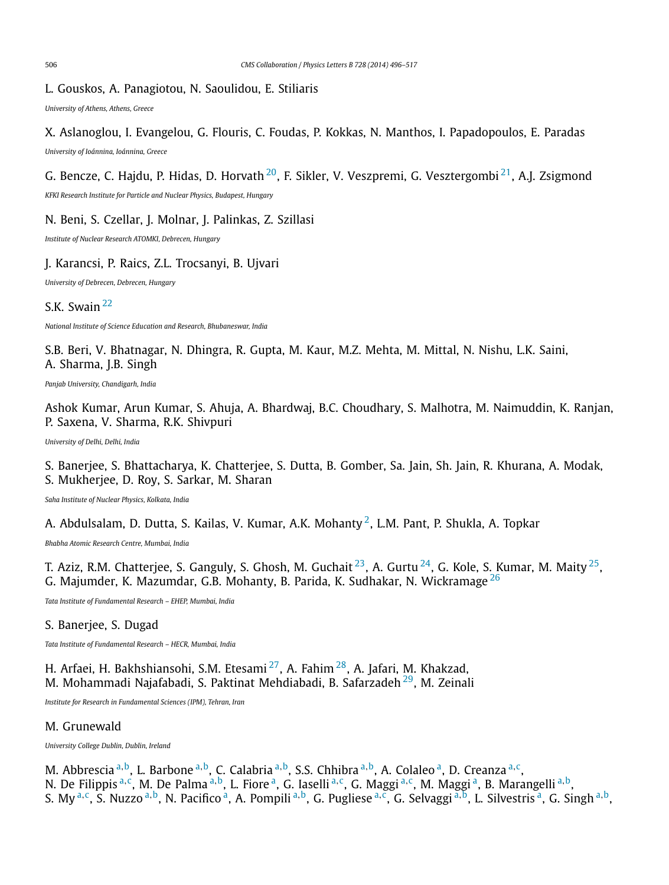L. Gouskos, A. Panagiotou, N. Saoulidou, E. Stiliaris

*University of Athens, Athens, Greece*

X. Aslanoglou, I. Evangelou, G. Flouris, C. Foudas, P. Kokkas, N. Manthos, I. Papadopoulos, E. Paradas

*University of Ioánnina, Ioánnina, Greece*

G. Bencze, C. Hajdu, P. Hidas, D. Horvath [20], F. Sikler, V. Veszpremi, G. Vesztergombi [21], A.J. Zsigmond

*KFKI Research Institute for Particle and Nuclear Physics, Budapest, Hungary*

N. Beni, S. Czellar, J. Molnar, J. Palinkas, Z. Szillasi

*Institute of Nuclear Research ATOMKI, Debrecen, Hungary*

J. Karancsi, P. Raics, Z.L. Trocsanyi, B. Ujvari

*University of Debrecen, Debrecen, Hungary*

S.K. Swain [22]

*National Institute of Science Education and Research, Bhubaneswar, India*

S.B. Beri, V. Bhatnagar, N. Dhingra, R. Gupta, M. Kaur, M.Z. Mehta, M. Mittal, N. Nishu, L.K. Saini, A. Sharma, J.B. Singh

*Panjab University, Chandigarh, India*

Ashok Kumar, Arun Kumar, S. Ahuja, A. Bhardwaj, B.C. Choudhary, S. Malhotra, M. Naimuddin, K. Ranjan, P. Saxena, V. Sharma, R.K. Shivpuri

*University of Delhi, Delhi, India*

S. Banerjee, S. Bhattacharya, K. Chatterjee, S. Dutta, B. Gomber, Sa. Jain, Sh. Jain, R. Khurana, A. Modak, S. Mukherjee, D. Roy, S. Sarkar, M. Sharan

*Saha Institute of Nuclear Physics, Kolkata, India*

A. Abdulsalam, D. Dutta, S. Kailas, V. Kumar, A.K. Mohanty [2], L.M. Pant, P. Shukla, A. Topkar

*Bhabha Atomic Research Centre, Mumbai, India*

T. Aziz, R.M. Chatterjee, S. Ganguly, S. Ghosh, M. Guchait [23], A. Gurtu [24], G. Kole, S. Kumar, M. Maity [25], G. Majumder, K. Mazumdar, G.B. Mohanty, B. Parida, K. Sudhakar, N. Wickramage [26]

*Tata Institute of Fundamental Research – EHEP, Mumbai, India*

S. Banerjee, S. Dugad

*Tata Institute of Fundamental Research – HECR, Mumbai, India*

H. Arfaei, H. Bakhshiansohi, S.M. Etesami [27], A. Fahim [28], A. Jafari, M. Khakzad, M. Mohammadi Najafabadi, S. Paktinat Mehdiabadi, B. Safarzadeh [29], M. Zeinali

*Institute for Research in Fundamental Sciences (IPM), Tehran, Iran*

M. Grunewald

*University College Dublin, Dublin, Ireland*

M. Abbrescia [a,b], L. Barbone [a,b], C. Calabria [a,b], S.S. Chhibra [a,b], A. Colaleo [a], D. Creanza [a,c], N. De Filippis [a,c], M. De Palma [a,b], L. Fiore [a], G. Iaselli [a,c], G. Maggi [a,c], M. Maggi [a], B. Marangelli [a,b], S. My [a,c], S. Nuzzo [a,b], N. Pacifico [a], A. Pompili [a,b], G. Pugliese [a,c], G. Selvaggi [a,b], L. Silvestris [a], G. Singh [a,b],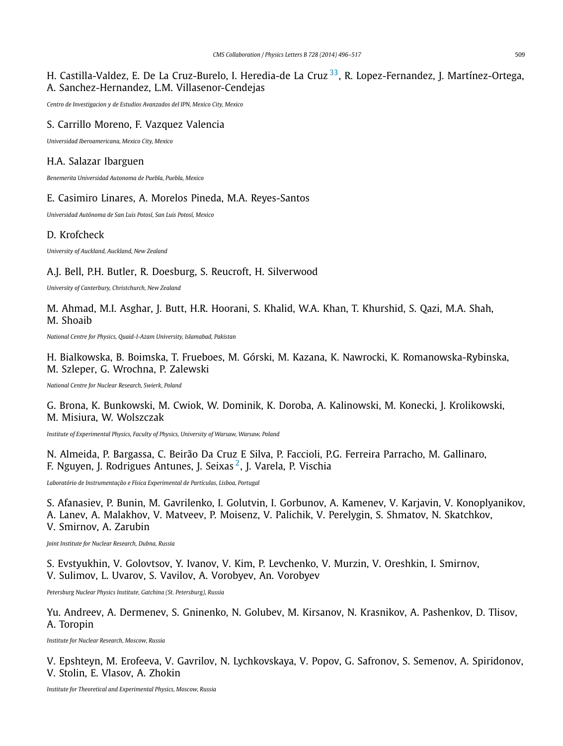H. Castilla-Valdez, E. De La Cruz-Burelo, I. Heredia-de La Cruz [33], R. Lopez-Fernandez, J. Martínez-Ortega, A. Sanchez-Hernandez, L.M. Villasenor-Cendejas

*Centro de Investigacion y de Estudios Avanzados del IPN, Mexico City, Mexico*

S. Carrillo Moreno, F. Vazquez Valencia

*Universidad Iberoamericana, Mexico City, Mexico*

H.A. Salazar Ibarguen

*Benemerita Universidad Autonoma de Puebla, Puebla, Mexico*

E. Casimiro Linares, A. Morelos Pineda, M.A. Reyes-Santos

*Universidad Autónoma de San Luis Potosí, San Luis Potosí, Mexico*

D. Krofcheck

*University of Auckland, Auckland, New Zealand*

A.J. Bell, P.H. Butler, R. Doesburg, S. Reucroft, H. Silverwood

*University of Canterbury, Christchurch, New Zealand*

M. Ahmad, M.I. Asghar, J. Butt, H.R. Hoorani, S. Khalid, W.A. Khan, T. Khurshid, S. Qazi, M.A. Shah, M. Shoaib

*National Centre for Physics, Quaid-I-Azam University, Islamabad, Pakistan*

H. Bialkowska, B. Boimska, T. Frueboes, M. Górski, M. Kazana, K. Nawrocki, K. Romanowska-Rybinska, M. Szleper, G. Wrochna, P. Zalewski

*National Centre for Nuclear Research, Swierk, Poland*

G. Brona, K. Bunkowski, M. Cwiok, W. Dominik, K. Doroba, A. Kalinowski, M. Konecki, J. Krolikowski, M. Misiura, W. Wolszczak

*Institute of Experimental Physics, Faculty of Physics, University of Warsaw, Warsaw, Poland*

N. Almeida, P. Bargassa, C. Beirão Da Cruz E Silva, P. Faccioli, P.G. Ferreira Parracho, M. Gallinaro, F. Nguyen, J. Rodrigues Antunes, J. Seixas [2], J. Varela, P. Vischia

*Laboratório de Instrumentação e Física Experimental de Partículas, Lisboa, Portugal*

S. Afanasiev, P. Bunin, M. Gavrilenko, I. Golutvin, I. Gorbunov, A. Kamenev, V. Karjavin, V. Konoplyanikov, A. Lanev, A. Malakhov, V. Matveev, P. Moisenz, V. Palichik, V. Perelygin, S. Shmatov, N. Skatchkov, V. Smirnov, A. Zarubin

*Joint Institute for Nuclear Research, Dubna, Russia*

S. Evstyukhin, V. Golovtsov, Y. Ivanov, V. Kim, P. Levchenko, V. Murzin, V. Oreshkin, I. Smirnov, V. Sulimov, L. Uvarov, S. Vavilov, A. Vorobyev, An. Vorobyev

*Petersburg Nuclear Physics Institute, Gatchina (St. Petersburg), Russia*

Yu. Andreev, A. Dermenev, S. Gninenko, N. Golubev, M. Kirsanov, N. Krasnikov, A. Pashenkov, D. Tlisov, A. Toropin

*Institute for Nuclear Research, Moscow, Russia*

V. Epshteyn, M. Erofeeva, V. Gavrilov, N. Lychkovskaya, V. Popov, G. Safronov, S. Semenov, A. Spiridonov, V. Stolin, E. Vlasov, A. Zhokin

*Institute for Theoretical and Experimental Physics, Moscow, Russia*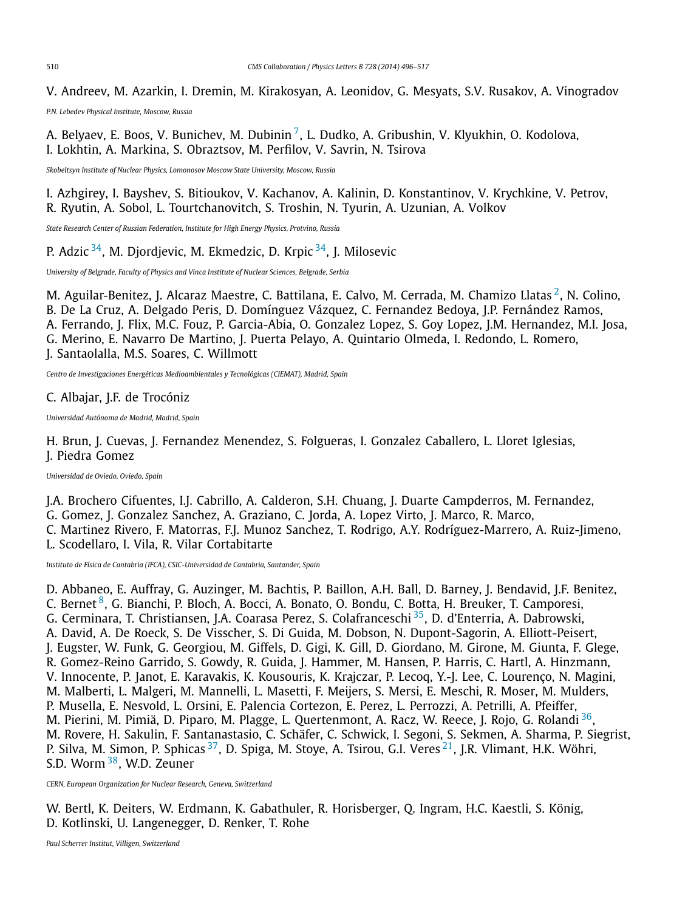V. Andreev, M. Azarkin, I. Dremin, M. Kirakosyan, A. Leonidov, G. Mesyats, S.V. Rusakov, A. Vinogradov

*P.N. Lebedev Physical Institute, Moscow, Russia*

A. Belyaev, E. Boos, V. Bunichev, M. Dubinin [7], L. Dudko, A. Gribushin, V. Klyukhin, O. Kodolova, I. Lokhtin, A. Markina, S. Obraztsov, M. Perfilov, V. Savrin, N. Tsirova

*Skobeltsyn Institute of Nuclear Physics, Lomonosov Moscow State University, Moscow, Russia*

I. Azhgirey, I. Bayshev, S. Bitioukov, V. Kachanov, A. Kalinin, D. Konstantinov, V. Krychkine, V. Petrov, R. Ryutin, A. Sobol, L. Tourtchanovitch, S. Troshin, N. Tyurin, A. Uzunian, A. Volkov

*State Research Center of Russian Federation, Institute for High Energy Physics, Protvino, Russia*

P. Adzic [34], M. Djordjevic, M. Ekmedzic, D. Krpic [34], J. Milosevic

*University of Belgrade, Faculty of Physics and Vinca Institute of Nuclear Sciences, Belgrade, Serbia*

M. Aguilar-Benitez, J. Alcaraz Maestre, C. Battilana, E. Calvo, M. Cerrada, M. Chamizo Llatas [2], N. Colino, B. De La Cruz, A. Delgado Peris, D. Domínguez Vázquez, C. Fernandez Bedoya, J.P. Fernández Ramos, A. Ferrando, J. Flix, M.C. Fouz, P. Garcia-Abia, O. Gonzalez Lopez, S. Goy Lopez, J.M. Hernandez, M.I. Josa, G. Merino, E. Navarro De Martino, J. Puerta Pelayo, A. Quintario Olmeda, I. Redondo, L. Romero, J. Santaolalla, M.S. Soares, C. Willmott

*Centro de Investigaciones Energéticas Medioambientales y Tecnológicas (CIEMAT), Madrid, Spain*

C. Albajar, J.F. de Trocóniz

*Universidad Autónoma de Madrid, Madrid, Spain*

H. Brun, J. Cuevas, J. Fernandez Menendez, S. Folgueras, I. Gonzalez Caballero, L. Lloret Iglesias, J. Piedra Gomez

*Universidad de Oviedo, Oviedo, Spain*

J.A. Brochero Cifuentes, I.J. Cabrillo, A. Calderon, S.H. Chuang, J. Duarte Campderros, M. Fernandez, G. Gomez, J. Gonzalez Sanchez, A. Graziano, C. Jorda, A. Lopez Virto, J. Marco, R. Marco, C. Martinez Rivero, F. Matorras, F.J. Munoz Sanchez, T. Rodrigo, A.Y. Rodríguez-Marrero, A. Ruiz-Jimeno, L. Scodellaro, I. Vila, R. Vilar Cortabitarte

*Instituto de Física de Cantabria (IFCA), CSIC-Universidad de Cantabria, Santander, Spain*

D. Abbaneo, E. Auffray, G. Auzinger, M. Bachtis, P. Baillon, A.H. Ball, D. Barney, J. Bendavid, J.F. Benitez, C. Bernet [8], G. Bianchi, P. Bloch, A. Bocci, A. Bonato, O. Bondu, C. Botta, H. Breuker, T. Camporesi, G. Cerminara, T. Christiansen, J.A. Coarasa Perez, S. Colafranceschi [35], D. d'Enterria, A. Dabrowski, A. David, A. De Roeck, S. De Visscher, S. Di Guida, M. Dobson, N. Dupont-Sagorin, A. Elliott-Peisert, J. Eugster, W. Funk, G. Georgiou, M. Giffels, D. Gigi, K. Gill, D. Giordano, M. Girone, M. Giunta, F. Glege, R. Gomez-Reino Garrido, S. Gowdy, R. Guida, J. Hammer, M. Hansen, P. Harris, C. Hartl, A. Hinzmann, V. Innocente, P. Janot, E. Karavakis, K. Kousouris, K. Krajczar, P. Lecoq, Y.-J. Lee, C. Lourenço, N. Magini, M. Malberti, L. Malgeri, M. Mannelli, L. Masetti, F. Meijers, S. Mersi, E. Meschi, R. Moser, M. Mulders, P. Musella, E. Nesvold, L. Orsini, E. Palencia Cortezon, E. Perez, L. Perrozzi, A. Petrilli, A. Pfeiffer, M. Pierini, M. Pimiä, D. Piparo, M. Plagge, L. Quertenmont, A. Racz, W. Reece, J. Rojo, G. Rolandi [36], M. Rovere, H. Sakulin, F. Santanastasio, C. Schäfer, C. Schwick, I. Segoni, S. Sekmen, A. Sharma, P. Siegrist, P. Silva, M. Simon, P. Sphicas [37], D. Spiga, M. Stoye, A. Tsirou, G.I. Veres [21], J.R. Vlimant, H.K. Wöhri, S.D. Worm [38], W.D. Zeuner

*CERN, European Organization for Nuclear Research, Geneva, Switzerland*

W. Bertl, K. Deiters, W. Erdmann, K. Gabathuler, R. Horisberger, Q. Ingram, H.C. Kaestli, S. König, D. Kotlinski, U. Langenegger, D. Renker, T. Rohe

*Paul Scherrer Institut, Villigen, Switzerland*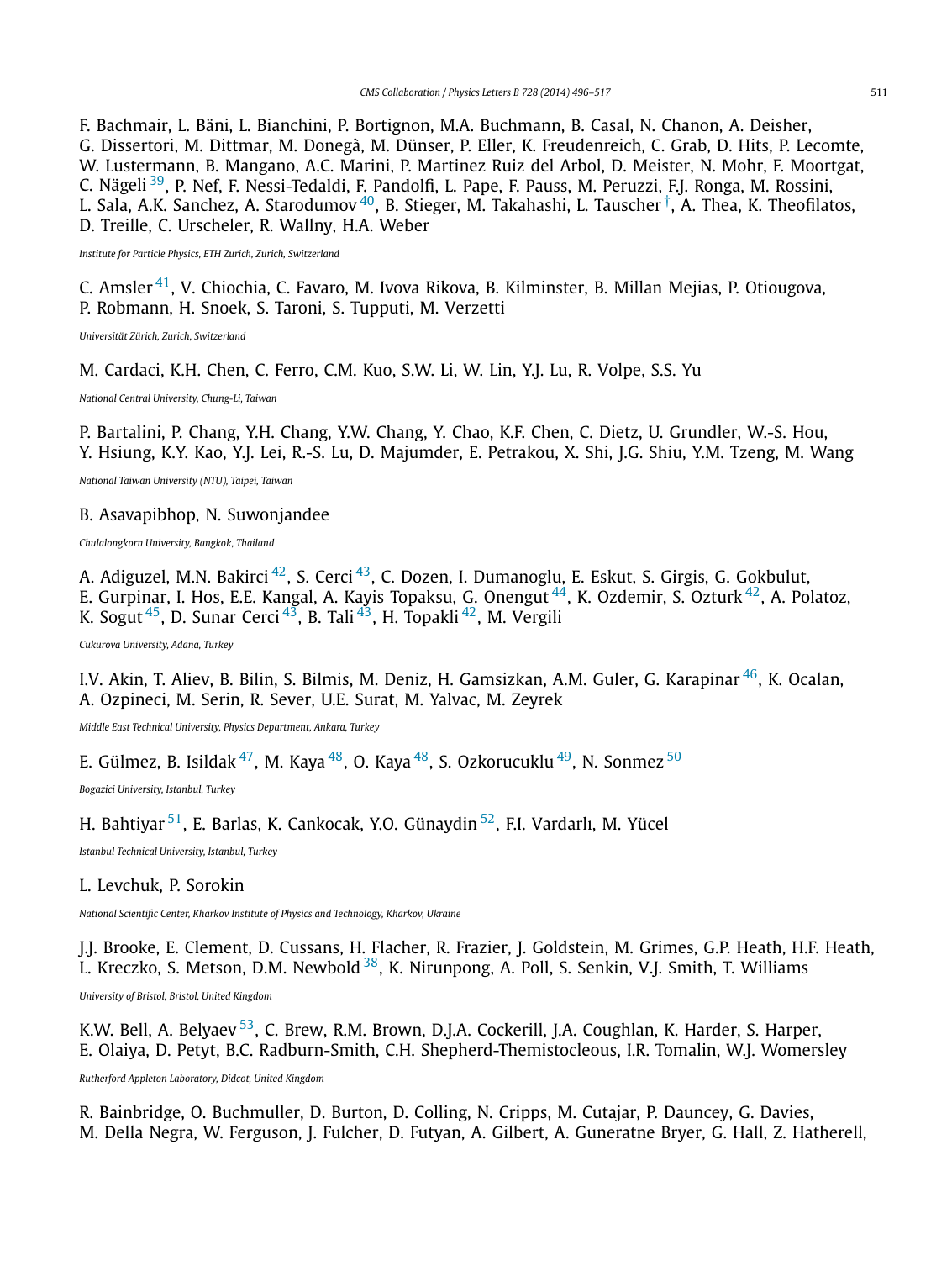F. Bachmair, L. Bäni, L. Bianchini, P. Bortignon, M.A. Buchmann, B. Casal, N. Chanon, A. Deisher, G. Dissertori, M. Dittmar, M. Donegà, M. Dünser, P. Eller, K. Freudenreich, C. Grab, D. Hits, P. Lecomte, W. Lustermann, B. Mangano, A.C. Marini, P. Martinez Ruiz del Arbol, D. Meister, N. Mohr, F. Moortgat, C. Nägeli [39], P. Nef, F. Nessi-Tedaldi, F. Pandolfi, L. Pape, F. Pauss, M. Peruzzi, F.J. Ronga, M. Rossini, L. Sala, A.K. Sanchez, A. Starodumov [40], B. Stieger, M. Takahashi, L. Tauscher [†], A. Thea, K. Theofilatos, D. Treille, C. Urscheler, R. Wallny, H.A. Weber

*Institute for Particle Physics, ETH Zurich, Zurich, Switzerland*

C. Amsler [41], V. Chiochia, C. Favaro, M. Ivova Rikova, B. Kilminster, B. Millan Mejias, P. Otiougova, P. Robmann, H. Snoek, S. Taroni, S. Tupputi, M. Verzetti

*Universität Zürich, Zurich, Switzerland*

M. Cardaci, K.H. Chen, C. Ferro, C.M. Kuo, S.W. Li, W. Lin, Y.J. Lu, R. Volpe, S.S. Yu

*National Central University, Chung-Li, Taiwan*

P. Bartalini, P. Chang, Y.H. Chang, Y.W. Chang, Y. Chao, K.F. Chen, C. Dietz, U. Grundler, W.-S. Hou, Y. Hsiung, K.Y. Kao, Y.J. Lei, R.-S. Lu, D. Majumder, E. Petrakou, X. Shi, J.G. Shiu, Y.M. Tzeng, M. Wang

*National Taiwan University (NTU), Taipei, Taiwan*

B. Asavapibhop, N. Suwonjandee

*Chulalongkorn University, Bangkok, Thailand*

A. Adiguzel, M.N. Bakirci [42], S. Cerci [43], C. Dozen, I. Dumanoglu, E. Eskut, S. Girgis, G. Gokbulut, E. Gurpinar, I. Hos, E.E. Kangal, A. Kayis Topaksu, G. Onengut [44], K. Ozdemir, S. Ozturk [42], A. Polatoz, K. Sogut [45], D. Sunar Cerci [43], B. Tali [43], H. Topakli [42], M. Vergili

*Cukurova University, Adana, Turkey*

I.V. Akin, T. Aliev, B. Bilin, S. Bilmis, M. Deniz, H. Gamsizkan, A.M. Guler, G. Karapinar [46], K. Ocalan, A. Ozpineci, M. Serin, R. Sever, U.E. Surat, M. Yalvac, M. Zeyrek

*Middle East Technical University, Physics Department, Ankara, Turkey*

E. Gülmez, B. Isildak [47], M. Kaya [48], O. Kaya [48], S. Ozkorucuklu [49], N. Sonmez [50]

*Bogazici University, Istanbul, Turkey*

H. Bahtiyar [51], E. Barlas, K. Cankocak, Y.O. Günaydin [52], F.I. Vardarlı, M. Yücel

*Istanbul Technical University, Istanbul, Turkey*

L. Levchuk, P. Sorokin

*National Scientific Center, Kharkov Institute of Physics and Technology, Kharkov, Ukraine*

J.J. Brooke, E. Clement, D. Cussans, H. Flacher, R. Frazier, J. Goldstein, M. Grimes, G.P. Heath, H.F. Heath, L. Kreczko, S. Metson, D.M. Newbold [38], K. Nirunpong, A. Poll, S. Senkin, V.J. Smith, T. Williams

*University of Bristol, Bristol, United Kingdom*

K.W. Bell, A. Belyaev [53], C. Brew, R.M. Brown, D.J.A. Cockerill, J.A. Coughlan, K. Harder, S. Harper, E. Olaiya, D. Petyt, B.C. Radburn-Smith, C.H. Shepherd-Themistocleous, I.R. Tomalin, W.J. Womersley

*Rutherford Appleton Laboratory, Didcot, United Kingdom*

R. Bainbridge, O. Buchmuller, D. Burton, D. Colling, N. Cripps, M. Cutajar, P. Dauncey, G. Davies, M. Della Negra, W. Ferguson, J. Fulcher, D. Futyan, A. Gilbert, A. Guneratne Bryer, G. Hall, Z. Hatherell,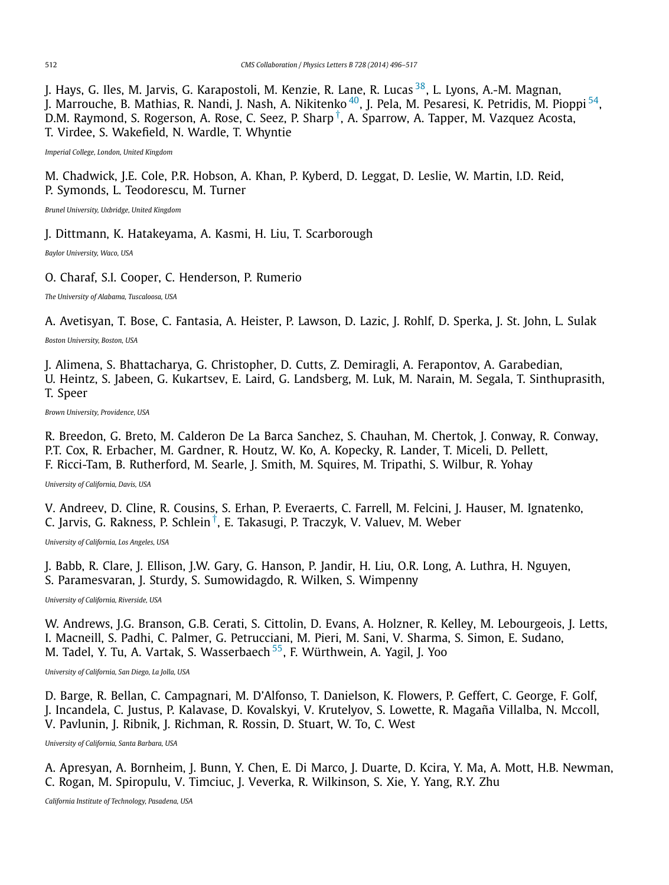J. Hays, G. Iles, M. Jarvis, G. Karapostoli, M. Kenzie, R. Lane, R. Lucas [38], L. Lyons, A.-M. Magnan, J. Marrouche, B. Mathias, R. Nandi, J. Nash, A. Nikitenko [40], J. Pela, M. Pesaresi, K. Petridis, M. Pioppi [54], D.M. Raymond, S. Rogerson, A. Rose, C. Seez, P. Sharp [†], A. Sparrow, A. Tapper, M. Vazquez Acosta, T. Virdee, S. Wakefield, N. Wardle, T. Whyntie

*Imperial College, London, United Kingdom*

M. Chadwick, J.E. Cole, P.R. Hobson, A. Khan, P. Kyberd, D. Leggat, D. Leslie, W. Martin, I.D. Reid, P. Symonds, L. Teodorescu, M. Turner

*Brunel University, Uxbridge, United Kingdom*

J. Dittmann, K. Hatakeyama, A. Kasmi, H. Liu, T. Scarborough

*Baylor University, Waco, USA*

O. Charaf, S.I. Cooper, C. Henderson, P. Rumerio

*The University of Alabama, Tuscaloosa, USA*

A. Avetisyan, T. Bose, C. Fantasia, A. Heister, P. Lawson, D. Lazic, J. Rohlf, D. Sperka, J. St. John, L. Sulak

*Boston University, Boston, USA*

J. Alimena, S. Bhattacharya, G. Christopher, D. Cutts, Z. Demiragli, A. Ferapontov, A. Garabedian, U. Heintz, S. Jabeen, G. Kukartsev, E. Laird, G. Landsberg, M. Luk, M. Narain, M. Segala, T. Sinthuprasith, T. Speer

*Brown University, Providence, USA*

R. Breedon, G. Breto, M. Calderon De La Barca Sanchez, S. Chauhan, M. Chertok, J. Conway, R. Conway, P.T. Cox, R. Erbacher, M. Gardner, R. Houtz, W. Ko, A. Kopecky, R. Lander, T. Miceli, D. Pellett, F. Ricci-Tam, B. Rutherford, M. Searle, J. Smith, M. Squires, M. Tripathi, S. Wilbur, R. Yohay

*University of California, Davis, USA*

V. Andreev, D. Cline, R. Cousins, S. Erhan, P. Everaerts, C. Farrell, M. Felcini, J. Hauser, M. Ignatenko, C. Jarvis, G. Rakness, P. Schlein [†], E. Takasugi, P. Traczyk, V. Valuev, M. Weber

*University of California, Los Angeles, USA*

J. Babb, R. Clare, J. Ellison, J.W. Gary, G. Hanson, P. Jandir, H. Liu, O.R. Long, A. Luthra, H. Nguyen, S. Paramesvaran, J. Sturdy, S. Sumowidagdo, R. Wilken, S. Wimpenny

*University of California, Riverside, USA*

W. Andrews, J.G. Branson, G.B. Cerati, S. Cittolin, D. Evans, A. Holzner, R. Kelley, M. Lebourgeois, J. Letts, I. Macneill, S. Padhi, C. Palmer, G. Petrucciani, M. Pieri, M. Sani, V. Sharma, S. Simon, E. Sudano, M. Tadel, Y. Tu, A. Vartak, S. Wasserbaech [55], F. Würthwein, A. Yagil, J. Yoo

*University of California, San Diego, La Jolla, USA*

D. Barge, R. Bellan, C. Campagnari, M. D'Alfonso, T. Danielson, K. Flowers, P. Geffert, C. George, F. Golf, J. Incandela, C. Justus, P. Kalavase, D. Kovalskyi, V. Krutelyov, S. Lowette, R. Magaña Villalba, N. Mccoll, V. Pavlunin, J. Ribnik, J. Richman, R. Rossin, D. Stuart, W. To, C. West

*University of California, Santa Barbara, USA*

A. Apresyan, A. Bornheim, J. Bunn, Y. Chen, E. Di Marco, J. Duarte, D. Kcira, Y. Ma, A. Mott, H.B. Newman, C. Rogan, M. Spiropulu, V. Timciuc, J. Veverka, R. Wilkinson, S. Xie, Y. Yang, R.Y. Zhu

*California Institute of Technology, Pasadena, USA*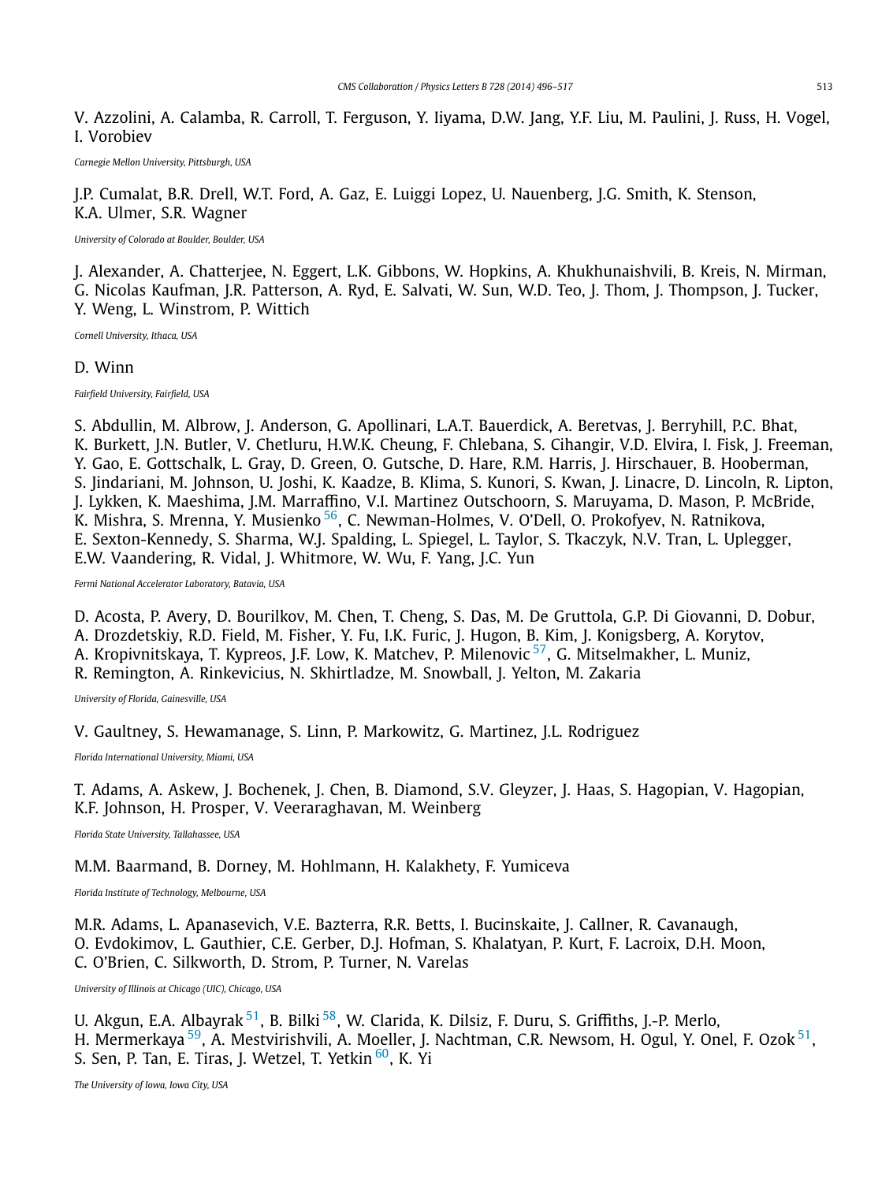V. Azzolini, A. Calamba, R. Carroll, T. Ferguson, Y. Iiyama, D.W. Jang, Y.F. Liu, M. Paulini, J. Russ, H. Vogel, I. Vorobiev

*Carnegie Mellon University, Pittsburgh, USA*

J.P. Cumalat, B.R. Drell, W.T. Ford, A. Gaz, E. Luiggi Lopez, U. Nauenberg, J.G. Smith, K. Stenson, K.A. Ulmer, S.R. Wagner

*University of Colorado at Boulder, Boulder, USA*

J. Alexander, A. Chatterjee, N. Eggert, L.K. Gibbons, W. Hopkins, A. Khukhunaishvili, B. Kreis, N. Mirman, G. Nicolas Kaufman, J.R. Patterson, A. Ryd, E. Salvati, W. Sun, W.D. Teo, J. Thom, J. Thompson, J. Tucker, Y. Weng, L. Winstrom, P. Wittich

*Cornell University, Ithaca, USA*

D. Winn

*Fairfield University, Fairfield, USA*

S. Abdullin, M. Albrow, J. Anderson, G. Apollinari, L.A.T. Bauerdick, A. Beretvas, J. Berryhill, P.C. Bhat, K. Burkett, J.N. Butler, V. Chetluru, H.W.K. Cheung, F. Chlebana, S. Cihangir, V.D. Elvira, I. Fisk, J. Freeman, Y. Gao, E. Gottschalk, L. Gray, D. Green, O. Gutsche, D. Hare, R.M. Harris, J. Hirschauer, B. Hooberman, S. Jindariani, M. Johnson, U. Joshi, K. Kaadze, B. Klima, S. Kunori, S. Kwan, J. Linacre, D. Lincoln, R. Lipton, J. Lykken, K. Maeshima, J.M. Marraffino, V.I. Martinez Outschoorn, S. Maruyama, D. Mason, P. McBride, K. Mishra, S. Mrenna, Y. Musienko [56], C. Newman-Holmes, V. O'Dell, O. Prokofyev, N. Ratnikova, E. Sexton-Kennedy, S. Sharma, W.J. Spalding, L. Spiegel, L. Taylor, S. Tkaczyk, N.V. Tran, L. Uplegger, E.W. Vaandering, R. Vidal, J. Whitmore, W. Wu, F. Yang, J.C. Yun

*Fermi National Accelerator Laboratory, Batavia, USA*

D. Acosta, P. Avery, D. Bourilkov, M. Chen, T. Cheng, S. Das, M. De Gruttola, G.P. Di Giovanni, D. Dobur, A. Drozdetskiy, R.D. Field, M. Fisher, Y. Fu, I.K. Furic, J. Hugon, B. Kim, J. Konigsberg, A. Korytov, A. Kropivnitskaya, T. Kypreos, J.F. Low, K. Matchev, P. Milenovic [57], G. Mitselmakher, L. Muniz, R. Remington, A. Rinkevicius, N. Skhirtladze, M. Snowball, J. Yelton, M. Zakaria

*University of Florida, Gainesville, USA*

V. Gaultney, S. Hewamanage, S. Linn, P. Markowitz, G. Martinez, J.L. Rodriguez

*Florida International University, Miami, USA*

T. Adams, A. Askew, J. Bochenek, J. Chen, B. Diamond, S.V. Gleyzer, J. Haas, S. Hagopian, V. Hagopian, K.F. Johnson, H. Prosper, V. Veeraraghavan, M. Weinberg

*Florida State University, Tallahassee, USA*

M.M. Baarmand, B. Dorney, M. Hohlmann, H. Kalakhety, F. Yumiceva

*Florida Institute of Technology, Melbourne, USA*

M.R. Adams, L. Apanasevich, V.E. Bazterra, R.R. Betts, I. Bucinskaite, J. Callner, R. Cavanaugh, O. Evdokimov, L. Gauthier, C.E. Gerber, D.J. Hofman, S. Khalatyan, P. Kurt, F. Lacroix, D.H. Moon, C. O'Brien, C. Silkworth, D. Strom, P. Turner, N. Varelas

*University of Illinois at Chicago (UIC), Chicago, USA*

U. Akgun, E.A. Albayrak [51], B. Bilki [58], W. Clarida, K. Dilsiz, F. Duru, S. Griffiths, J.-P. Merlo, H. Mermerkaya [59], A. Mestvirishvili, A. Moeller, J. Nachtman, C.R. Newsom, H. Ogul, Y. Onel, F. Ozok [51], S. Sen, P. Tan, E. Tiras, J. Wetzel, T. Yetkin [60], K. Yi

*The University of Iowa, Iowa City, USA*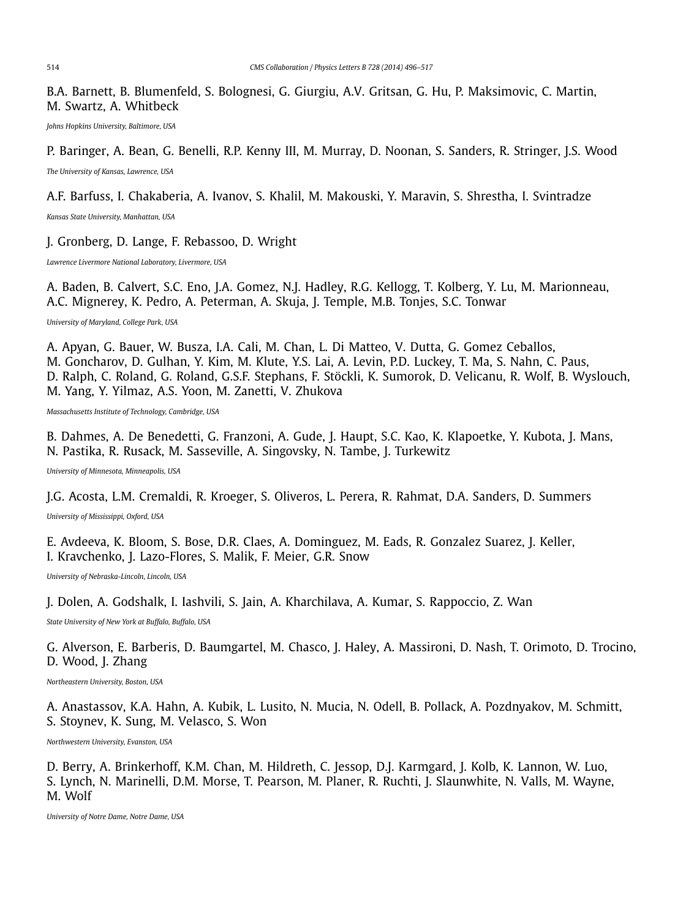B.A. Barnett, B. Blumenfeld, S. Bolognesi, G. Giurgiu, A.V. Gritsan, G. Hu, P. Maksimovic, C. Martin, M. Swartz, A. Whitbeck

*Johns Hopkins University, Baltimore, USA*

P. Baringer, A. Bean, G. Benelli, R.P. Kenny III, M. Murray, D. Noonan, S. Sanders, R. Stringer, J.S. Wood

*The University of Kansas, Lawrence, USA*

A.F. Barfuss, I. Chakaberia, A. Ivanov, S. Khalil, M. Makouski, Y. Maravin, S. Shrestha, I. Svintradze

*Kansas State University, Manhattan, USA*

J. Gronberg, D. Lange, F. Rebassoo, D. Wright

*Lawrence Livermore National Laboratory, Livermore, USA*

A. Baden, B. Calvert, S.C. Eno, J.A. Gomez, N.J. Hadley, R.G. Kellogg, T. Kolberg, Y. Lu, M. Marionneau, A.C. Mignerey, K. Pedro, A. Peterman, A. Skuja, J. Temple, M.B. Tonjes, S.C. Tonwar

*University of Maryland, College Park, USA*

A. Apyan, G. Bauer, W. Busza, I.A. Cali, M. Chan, L. Di Matteo, V. Dutta, G. Gomez Ceballos, M. Goncharov, D. Gulhan, Y. Kim, M. Klute, Y.S. Lai, A. Levin, P.D. Luckey, T. Ma, S. Nahn, C. Paus, D. Ralph, C. Roland, G. Roland, G.S.F. Stephans, F. Stöckli, K. Sumorok, D. Velicanu, R. Wolf, B. Wyslouch, M. Yang, Y. Yilmaz, A.S. Yoon, M. Zanetti, V. Zhukova

*Massachusetts Institute of Technology, Cambridge, USA*

B. Dahmes, A. De Benedetti, G. Franzoni, A. Gude, J. Haupt, S.C. Kao, K. Klapoetke, Y. Kubota, J. Mans, N. Pastika, R. Rusack, M. Sasseville, A. Singovsky, N. Tambe, J. Turkewitz

*University of Minnesota, Minneapolis, USA*

J.G. Acosta, L.M. Cremaldi, R. Kroeger, S. Oliveros, L. Perera, R. Rahmat, D.A. Sanders, D. Summers

*University of Mississippi, Oxford, USA*

E. Avdeeva, K. Bloom, S. Bose, D.R. Claes, A. Dominguez, M. Eads, R. Gonzalez Suarez, J. Keller, I. Kravchenko, J. Lazo-Flores, S. Malik, F. Meier, G.R. Snow

*University of Nebraska-Lincoln, Lincoln, USA*

J. Dolen, A. Godshalk, I. Iashvili, S. Jain, A. Kharchilava, A. Kumar, S. Rappoccio, Z. Wan

*State University of New York at Buffalo, Buffalo, USA*

G. Alverson, E. Barberis, D. Baumgartel, M. Chasco, J. Haley, A. Massironi, D. Nash, T. Orimoto, D. Trocino, D. Wood, J. Zhang

*Northeastern University, Boston, USA*

A. Anastassov, K.A. Hahn, A. Kubik, L. Lusito, N. Mucia, N. Odell, B. Pollack, A. Pozdnyakov, M. Schmitt, S. Stoynev, K. Sung, M. Velasco, S. Won

*Northwestern University, Evanston, USA*

D. Berry, A. Brinkerhoff, K.M. Chan, M. Hildreth, C. Jessop, D.J. Karmgard, J. Kolb, K. Lannon, W. Luo, S. Lynch, N. Marinelli, D.M. Morse, T. Pearson, M. Planer, R. Ruchti, J. Slaunwhite, N. Valls, M. Wayne, M. Wolf

*University of Notre Dame, Notre Dame, USA*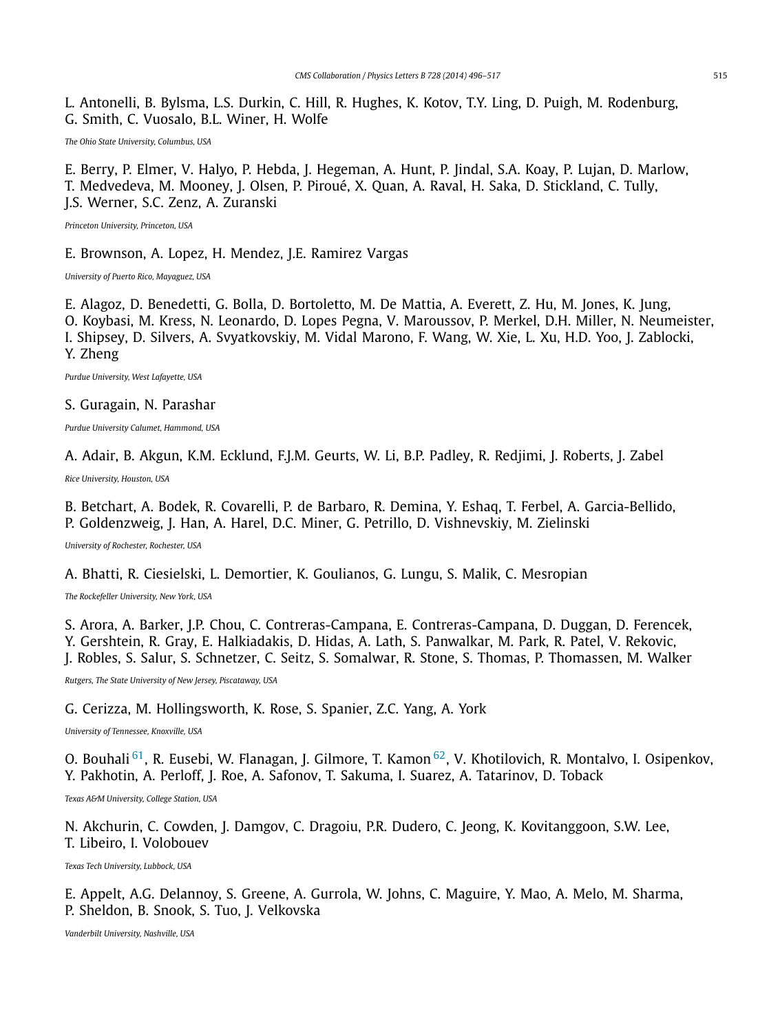L. Antonelli, B. Bylsma, L.S. Durkin, C. Hill, R. Hughes, K. Kotov, T.Y. Ling, D. Puigh, M. Rodenburg, G. Smith, C. Vuosalo, B.L. Winer, H. Wolfe

*The Ohio State University, Columbus, USA*

E. Berry, P. Elmer, V. Halyo, P. Hebda, J. Hegeman, A. Hunt, P. Jindal, S.A. Koay, P. Lujan, D. Marlow, T. Medvedeva, M. Mooney, J. Olsen, P. Piroué, X. Quan, A. Raval, H. Saka, D. Stickland, C. Tully, J.S. Werner, S.C. Zenz, A. Zuranski

*Princeton University, Princeton, USA*

E. Brownson, A. Lopez, H. Mendez, J.E. Ramirez Vargas

*University of Puerto Rico, Mayaguez, USA*

E. Alagoz, D. Benedetti, G. Bolla, D. Bortoletto, M. De Mattia, A. Everett, Z. Hu, M. Jones, K. Jung, O. Koybasi, M. Kress, N. Leonardo, D. Lopes Pegna, V. Maroussov, P. Merkel, D.H. Miller, N. Neumeister, I. Shipsey, D. Silvers, A. Svyatkovskiy, M. Vidal Marono, F. Wang, W. Xie, L. Xu, H.D. Yoo, J. Zablocki, Y. Zheng

*Purdue University, West Lafayette, USA*

S. Guragain, N. Parashar

*Purdue University Calumet, Hammond, USA*

A. Adair, B. Akgun, K.M. Ecklund, F.J.M. Geurts, W. Li, B.P. Padley, R. Redjimi, J. Roberts, J. Zabel

*Rice University, Houston, USA*

B. Betchart, A. Bodek, R. Covarelli, P. de Barbaro, R. Demina, Y. Eshaq, T. Ferbel, A. Garcia-Bellido, P. Goldenzweig, J. Han, A. Harel, D.C. Miner, G. Petrillo, D. Vishnevskiy, M. Zielinski

*University of Rochester, Rochester, USA*

A. Bhatti, R. Ciesielski, L. Demortier, K. Goulianos, G. Lungu, S. Malik, C. Mesropian

*The Rockefeller University, New York, USA*

S. Arora, A. Barker, J.P. Chou, C. Contreras-Campana, E. Contreras-Campana, D. Duggan, D. Ferencek, Y. Gershtein, R. Gray, E. Halkiadakis, D. Hidas, A. Lath, S. Panwalkar, M. Park, R. Patel, V. Rekovic, J. Robles, S. Salur, S. Schnetzer, C. Seitz, S. Somalwar, R. Stone, S. Thomas, P. Thomassen, M. Walker

*Rutgers, The State University of New Jersey, Piscataway, USA*

G. Cerizza, M. Hollingsworth, K. Rose, S. Spanier, Z.C. Yang, A. York

*University of Tennessee, Knoxville, USA*

O. Bouhali [61], R. Eusebi, W. Flanagan, J. Gilmore, T. Kamon [62], V. Khotilovich, R. Montalvo, I. Osipenkov, Y. Pakhotin, A. Perloff, J. Roe, A. Safonov, T. Sakuma, I. Suarez, A. Tatarinov, D. Toback

*Texas A&M University, College Station, USA*

N. Akchurin, C. Cowden, J. Damgov, C. Dragoiu, P.R. Dudero, C. Jeong, K. Kovitanggoon, S.W. Lee, T. Libeiro, I. Volobouev

*Texas Tech University, Lubbock, USA*

E. Appelt, A.G. Delannoy, S. Greene, A. Gurrola, W. Johns, C. Maguire, Y. Mao, A. Melo, M. Sharma, P. Sheldon, B. Snook, S. Tuo, J. Velkovska

*Vanderbilt University, Nashville, USA*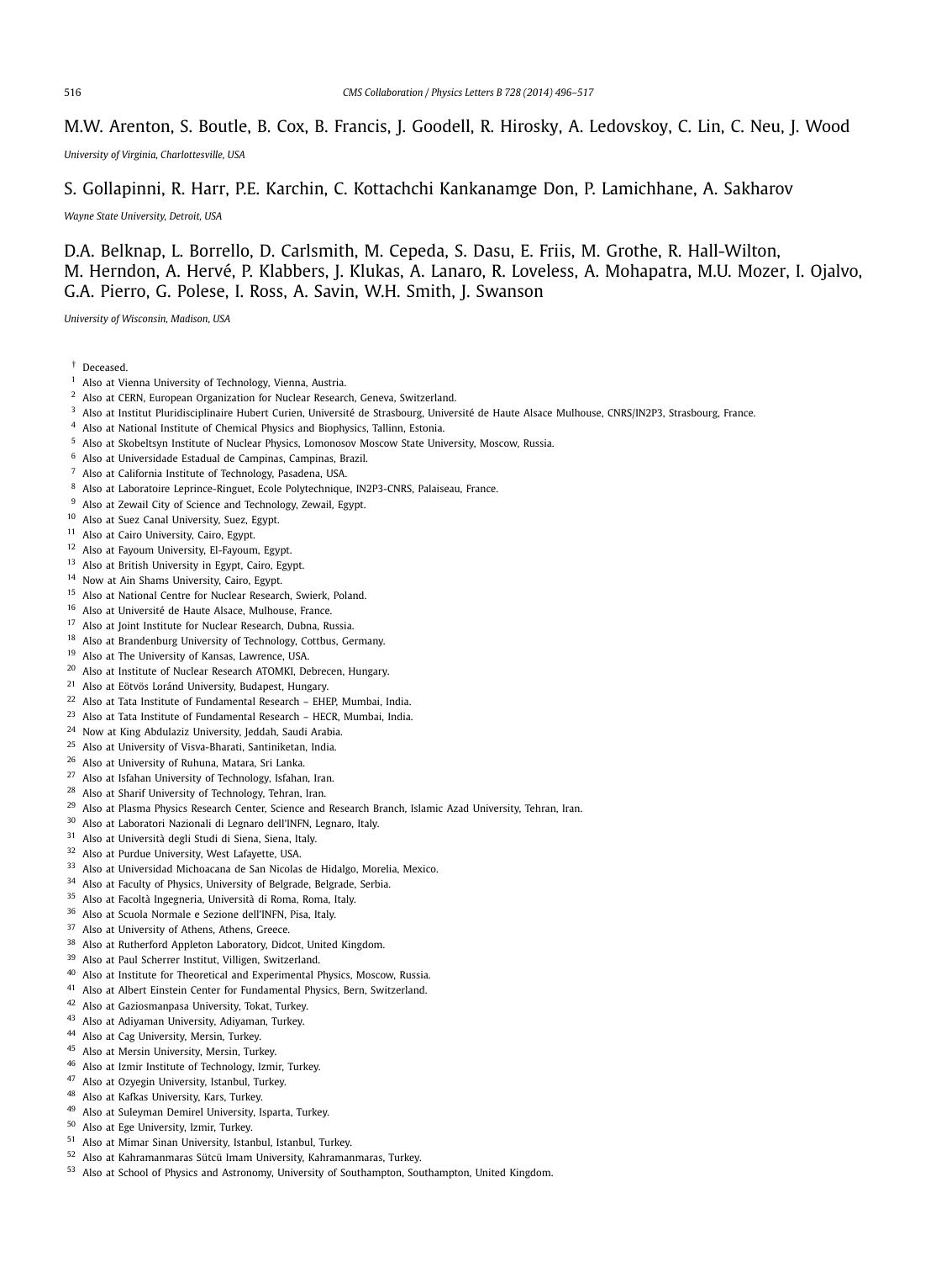M.W. Arenton, S. Boutle, B. Cox, B. Francis, J. Goodell, R. Hirosky, A. Ledovskoy, C. Lin, C. Neu, J. Wood

*University of Virginia, Charlottesville, USA*

S. Gollapinni, R. Harr, P.E. Karchin, C. Kottachchi Kankanamge Don, P. Lamichhane, A. Sakharov

*Wayne State University, Detroit, USA*

D.A. Belknap, L. Borrello, D. Carlsmith, M. Cepeda, S. Dasu, E. Friis, M. Grothe, R. Hall-Wilton, M. Herndon, A. Hervé, P. Klabbers, J. Klukas, A. Lanaro, R. Loveless, A. Mohapatra, M.U. Mozer, I. Ojalvo, G.A. Pierro, G. Polese, I. Ross, A. Savin, W.H. Smith, J. Swanson

*University of Wisconsin, Madison, USA*

[†] Deceased.
[1] Also at Vienna University of Technology, Vienna, Austria.
[2] Also at CERN, European Organization for Nuclear Research, Geneva, Switzerland.
[3] Also at Institut Pluridisciplinaire Hubert Curien, Université de Strasbourg, Université de Haute Alsace Mulhouse, CNRS/IN2P3, Strasbourg, France.
[4] Also at National Institute of Chemical Physics and Biophysics, Tallinn, Estonia.
[5] Also at Skobeltsyn Institute of Nuclear Physics, Lomonosov Moscow State University, Moscow, Russia.
[6] Also at Universidade Estadual de Campinas, Campinas, Brazil.
[7] Also at California Institute of Technology, Pasadena, USA.
[8] Also at Laboratoire Leprince-Ringuet, Ecole Polytechnique, IN2P3-CNRS, Palaiseau, France.
[9] Also at Zewail City of Science and Technology, Zewail, Egypt.
[10] Also at Suez Canal University, Suez, Egypt.
[11] Also at Cairo University, Cairo, Egypt.
[12] Also at Fayoum University, El-Fayoum, Egypt.
[13] Also at British University in Egypt, Cairo, Egypt.
[14] Now at Ain Shams University, Cairo, Egypt.
[15] Also at National Centre for Nuclear Research, Swierk, Poland.
[16] Also at Université de Haute Alsace, Mulhouse, France.
[17] Also at Joint Institute for Nuclear Research, Dubna, Russia.
[18] Also at Brandenburg University of Technology, Cottbus, Germany.
[19] Also at The University of Kansas, Lawrence, USA.
[20] Also at Institute of Nuclear Research ATOMKI, Debrecen, Hungary.
[21] Also at Eötvös Loránd University, Budapest, Hungary.
[22] Also at Tata Institute of Fundamental Research – EHEP, Mumbai, India.
[23] Also at Tata Institute of Fundamental Research – HECR, Mumbai, India.
[24] Now at King Abdulaziz University, Jeddah, Saudi Arabia.
[25] Also at University of Visva-Bharati, Santiniketan, India.
[26] Also at University of Ruhuna, Matara, Sri Lanka.
[27] Also at Isfahan University of Technology, Isfahan, Iran.
[28] Also at Sharif University of Technology, Tehran, Iran.
[29] Also at Plasma Physics Research Center, Science and Research Branch, Islamic Azad University, Tehran, Iran.
[30] Also at Laboratori Nazionali di Legnaro dell'INFN, Legnaro, Italy.
[31] Also at Università degli Studi di Siena, Siena, Italy.
[32] Also at Purdue University, West Lafayette, USA.
[33] Also at Universidad Michoacana de San Nicolas de Hidalgo, Morelia, Mexico.
[34] Also at Faculty of Physics, University of Belgrade, Belgrade, Serbia.
[35] Also at Facoltà Ingegneria, Università di Roma, Roma, Italy.
[36] Also at Scuola Normale e Sezione dell'INFN, Pisa, Italy.
[37] Also at University of Athens, Athens, Greece.
[38] Also at Rutherford Appleton Laboratory, Didcot, United Kingdom.
[39] Also at Paul Scherrer Institut, Villigen, Switzerland.
[40] Also at Institute for Theoretical and Experimental Physics, Moscow, Russia.
[41] Also at Albert Einstein Center for Fundamental Physics, Bern, Switzerland.
[42] Also at Gaziosmanpasa University, Tokat, Turkey.
[43] Also at Adiyaman University, Adiyaman, Turkey.
[44] Also at Cag University, Mersin, Turkey.
[45] Also at Mersin University, Mersin, Turkey.
[46] Also at Izmir Institute of Technology, Izmir, Turkey.
[47] Also at Ozyegin University, Istanbul, Turkey.
[48] Also at Kafkas University, Kars, Turkey.
[49] Also at Suleyman Demirel University, Isparta, Turkey.
[50] Also at Ege University, Izmir, Turkey.
[51] Also at Mimar Sinan University, Istanbul, Istanbul, Turkey.
[52] Also at Kahramanmaras Sütcü Imam University, Kahramanmaras, Turkey.
[53] Also at School of Physics and Astronomy, University of Southampton, Southampton, United Kingdom.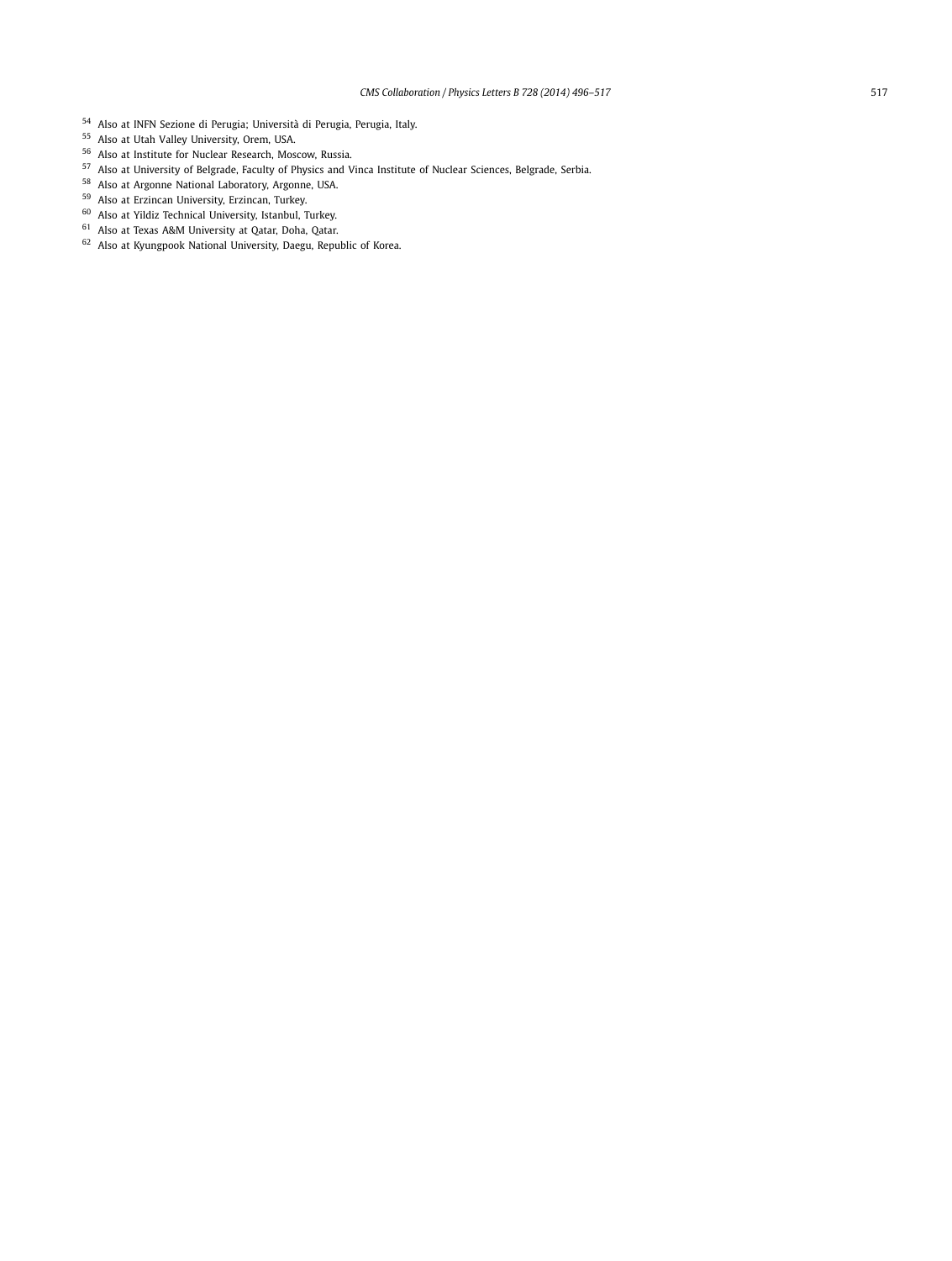[54] Also at INFN Sezione di Perugia; Università di Perugia, Perugia, Italy.
[55] Also at Utah Valley University, Orem, USA.
[56] Also at Institute for Nuclear Research, Moscow, Russia.
[57] Also at University of Belgrade, Faculty of Physics and Vinca Institute of Nuclear Sciences, Belgrade, Serbia.
[58] Also at Argonne National Laboratory, Argonne, USA.
[59] Also at Erzincan University, Erzincan, Turkey.
[60] Also at Yildiz Technical University, Istanbul, Turkey.
[61] Also at Texas A&M University at Qatar, Doha, Qatar.
[62] Also at Kyungpook National University, Daegu, Republic of Korea.